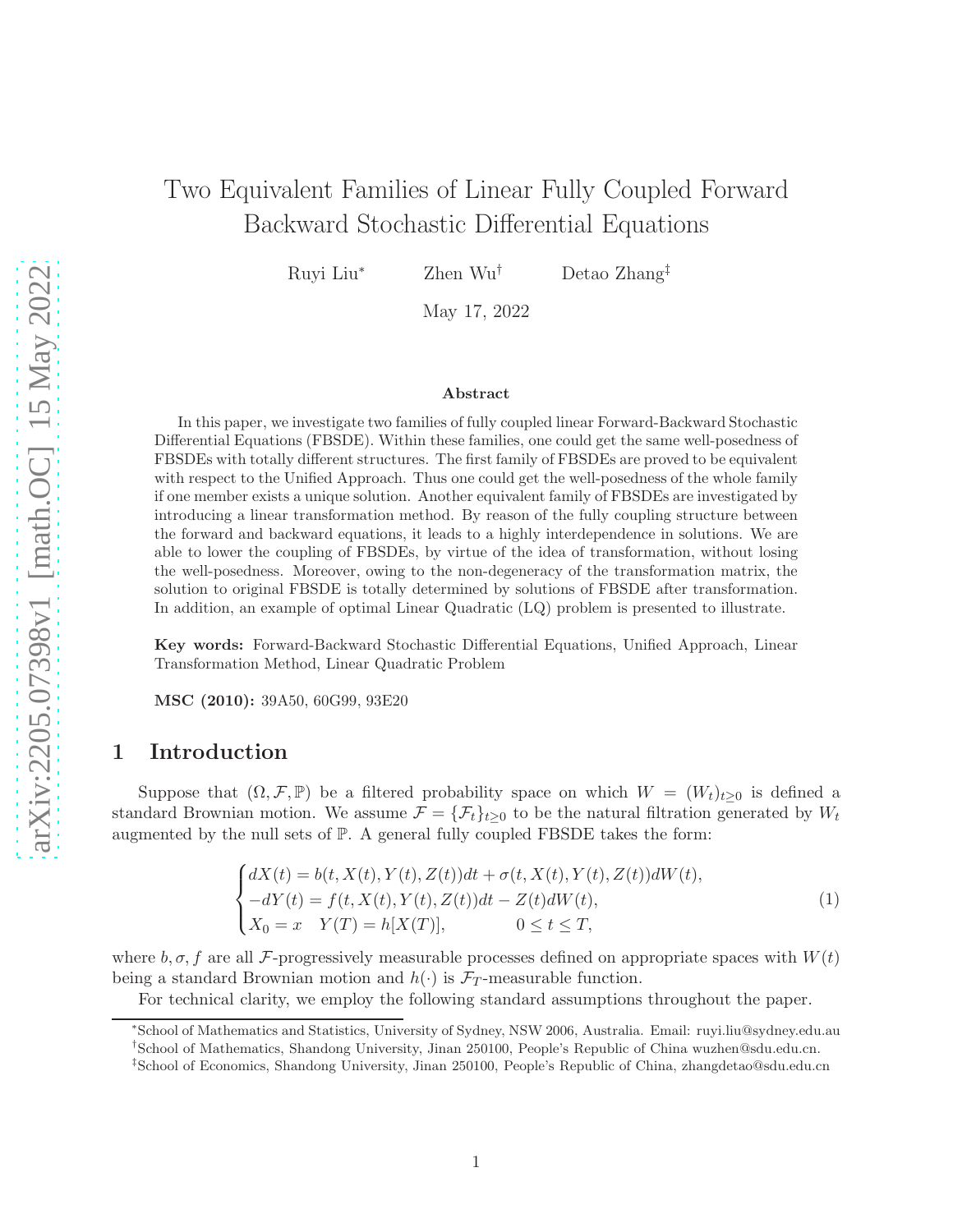# Two Equivalent Families of Linear Fully Coupled Forward Backward Stochastic Differential Equations

Ruyi Liu[*] Zhen Wu[†] Detao Zhang[‡]

May 17, 2022

### Abstract

In this paper, we investigate two families of fully coupled linear Forward-Backward Stochastic Differential Equations (FBSDE). Within these families, one could get the same well-posedness of FBSDEs with totally different structures. The first family of FBSDEs are proved to be equivalent with respect to the Unified Approach. Thus one could get the well-posedness of the whole family if one member exists a unique solution. Another equivalent family of FBSDEs are investigated by introducing a linear transformation method. By reason of the fully coupling structure between the forward and backward equations, it leads to a highly interdependence in solutions. We are able to lower the coupling of FBSDEs, by virtue of the idea of transformation, without losing the well-posedness. Moreover, owing to the non-degeneracy of the transformation matrix, the solution to original FBSDE is totally determined by solutions of FBSDE after transformation. In addition, an example of optimal Linear Quadratic (LQ) problem is presented to illustrate.

**Key words:** Forward-Backward Stochastic Differential Equations, Unified Approach, Linear Transformation Method, Linear Quadratic Problem

**MSC (2010):** 39A50, 60G99, 93E20

## 1 Introduction

Suppose that $(\Omega, \mathcal{F}, \mathbb{P})$ be a filtered probability space on which $W = (W_t)_{t\geq 0}$ is defined a standard Brownian motion. We assume $\mathcal{F} = \{\mathcal{F}_t\}_{t\geq 0}$ to be the natural filtration generated by $W_t$ augmented by the null sets of $\mathbb{P}$. A general fully coupled FBSDE takes the form:

$$
\begin{cases}
dX(t) = b(t, X(t), Y(t), Z(t))dt + \sigma(t, X(t), Y(t), Z(t))dW(t), \\
-dY(t) = f(t, X(t), Y(t), Z(t))dt - Z(t)dW(t), \\
X_0 = x \quad Y(T) = h[X(T)], \qquad\qquad 0 \leq t \leq T,
\end{cases}
\tag{1}
$$

where $b, \sigma, f$ are all $\mathcal{F}$-progressively measurable processes defined on appropriate spaces with $W(t)$ being a standard Brownian motion and $h(\cdot)$ is $\mathcal{F}_T$-measurable function.

For technical clarity, we employ the following standard assumptions throughout the paper.

---

[*] School of Mathematics and Statistics, University of Sydney, NSW 2006, Australia. Email: ruyi.liu@sydney.edu.au

[†] School of Mathematics, Shandong University, Jinan 250100, People's Republic of China wuzhen@sdu.edu.cn.

[‡] School of Economics, Shandong University, Jinan 250100, People's Republic of China, zhangdetao@sdu.edu.cn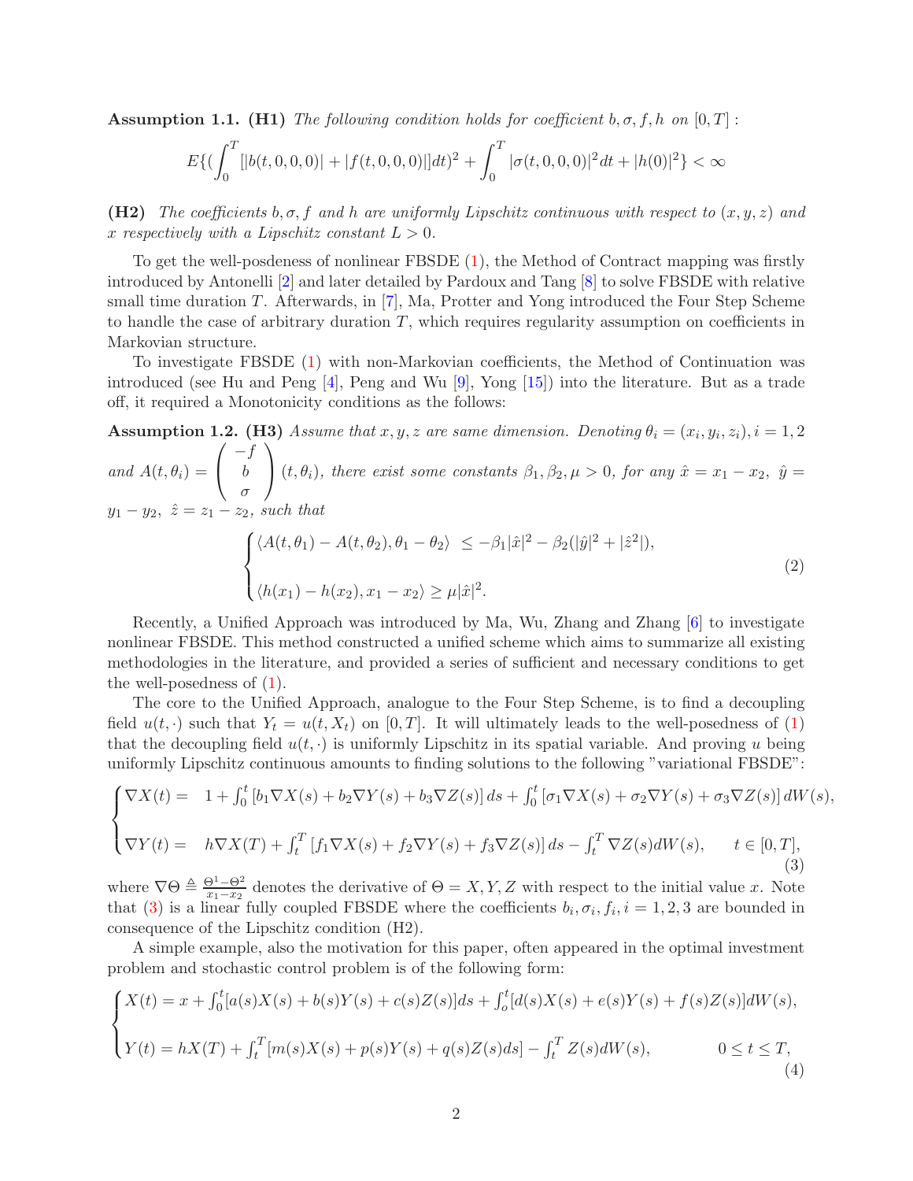**Assumption 1.1.** **(H1)** *The following condition holds for coefficient $b, \sigma, f, h$ on $[0,T]$ :*

$$E\{(\int_0^T [|b(t,0,0,0)| + |f(t,0,0,0)|]dt)^2 + \int_0^T |\sigma(t,0,0,0)|^2 dt + |h(0)|^2\} < \infty$$

**(H2)** *The coefficients $b, \sigma, f$ and $h$ are uniformly Lipschitz continuous with respect to $(x,y,z)$ and $x$ respectively with a Lipschitz constant $L > 0$.*

To get the well-posdeness of nonlinear FBSDE (1), the Method of Contract mapping was firstly introduced by Antonelli [2] and later detailed by Pardoux and Tang [8] to solve FBSDE with relative small time duration $T$. Afterwards, in [7], Ma, Protter and Yong introduced the Four Step Scheme to handle the case of arbitrary duration $T$, which requires regularity assumption on coefficients in Markovian structure.

To investigate FBSDE (1) with non-Markovian coefficients, the Method of Continuation was introduced (see Hu and Peng [4], Peng and Wu [9], Yong [15]) into the literature. But as a trade off, it required a Monotonicity conditions as the follows:

**Assumption 1.2.** **(H3)** *Assume that $x, y, z$ are same dimension. Denoting $\theta_i = (x_i, y_i, z_i), i = 1, 2$ and $A(t, \theta_i) = \begin{pmatrix} -f \\ b \\ \sigma \end{pmatrix} (t, \theta_i)$, there exist some constants $\beta_1, \beta_2, \mu > 0$, for any $\hat{x} = x_1 - x_2,\ \hat{y} = y_1 - y_2,\ \hat{z} = z_1 - z_2$, such that*

$$\begin{cases} \langle A(t,\theta_1) - A(t,\theta_2), \theta_1 - \theta_2 \rangle \ \leq -\beta_1 |\hat{x}|^2 - \beta_2(|\hat{y}|^2 + |\hat{z}^2|), \\ \\ \langle h(x_1) - h(x_2), x_1 - x_2 \rangle \geq \mu |\hat{x}|^2. \end{cases} \tag{2}$$

Recently, a Unified Approach was introduced by Ma, Wu, Zhang and Zhang [6] to investigate nonlinear FBSDE. This method constructed a unified scheme which aims to summarize all existing methodologies in the literature, and provided a series of sufficient and necessary conditions to get the well-posedness of (1).

The core to the Unified Approach, analogue to the Four Step Scheme, is to find a decoupling field $u(t, \cdot)$ such that $Y_t = u(t, X_t)$ on $[0,T]$. It will ultimately leads to the well-posedness of (1) that the decoupling field $u(t, \cdot)$ is uniformly Lipschitz in its spatial variable. And proving $u$ being uniformly Lipschitz continuous amounts to finding solutions to the following "variational FBSDE":

$$\begin{cases} \nabla X(t) = \ \ 1 + \int_0^t [b_1 \nabla X(s) + b_2 \nabla Y(s) + b_3 \nabla Z(s)]\, ds + \int_0^t [\sigma_1 \nabla X(s) + \sigma_2 \nabla Y(s) + \sigma_3 \nabla Z(s)]\, dW(s), \\ \\ \nabla Y(t) = \ \ h \nabla X(T) + \int_t^T [f_1 \nabla X(s) + f_2 \nabla Y(s) + f_3 \nabla Z(s)]\, ds - \int_t^T \nabla Z(s) dW(s), \qquad t \in [0,T], \end{cases} \tag{3}$$

where $\nabla \Theta \triangleq \frac{\Theta^1 - \Theta^2}{x_1 - x_2}$ denotes the derivative of $\Theta = X, Y, Z$ with respect to the initial value $x$. Note that (3) is a linear fully coupled FBSDE where the coefficients $b_i, \sigma_i, f_i, i = 1, 2, 3$ are bounded in consequence of the Lipschitz condition (H2).

A simple example, also the motivation for this paper, often appeared in the optimal investment problem and stochastic control problem is of the following form:

$$\begin{cases} X(t) = x + \int_0^t [a(s)X(s) + b(s)Y(s) + c(s)Z(s)]ds + \int_o^t [d(s)X(s) + e(s)Y(s) + f(s)Z(s)]dW(s), \\ \\ Y(t) = hX(T) + \int_t^T [m(s)X(s) + p(s)Y(s) + q(s)Z(s)ds] - \int_t^T Z(s)dW(s), \qquad\qquad 0 \leq t \leq T, \end{cases} \tag{4}$$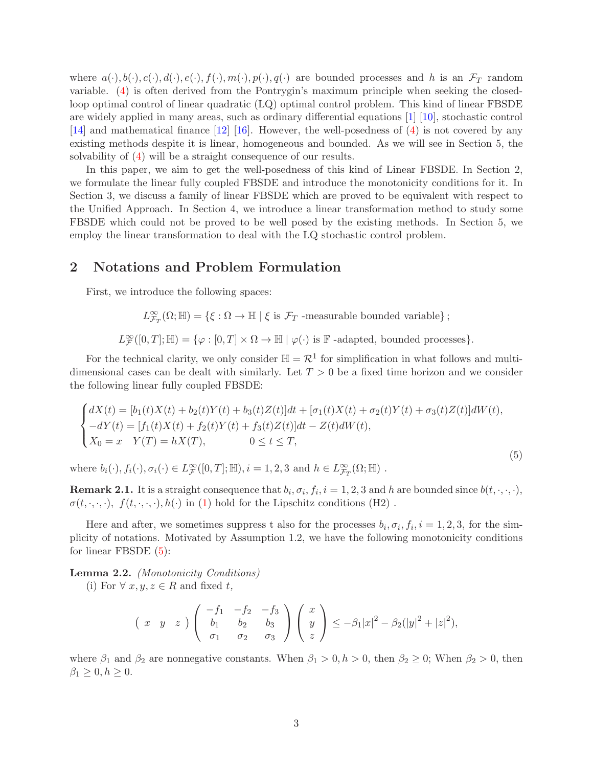where $a(\cdot), b(\cdot), c(\cdot), d(\cdot), e(\cdot), f(\cdot), m(\cdot), p(\cdot), q(\cdot)$ are bounded processes and $h$ is an $\mathcal{F}_T$ random variable. (4) is often derived from the Pontrygin's maximum principle when seeking the closed-loop optimal control of linear quadratic (LQ) optimal control problem. This kind of linear FBSDE are widely applied in many areas, such as ordinary differential equations [1] [10], stochastic control [14] and mathematical finance [12] [16]. However, the well-posedness of (4) is not covered by any existing methods despite it is linear, homogeneous and bounded. As we will see in Section 5, the solvability of (4) will be a straight consequence of our results.

In this paper, we aim to get the well-posedness of this kind of Linear FBSDE. In Section 2, we formulate the linear fully coupled FBSDE and introduce the monotonicity conditions for it. In Section 3, we discuss a family of linear FBSDE which are proved to be equivalent with respect to the Unified Approach. In Section 4, we introduce a linear transformation method to study some FBSDE which could not be proved to be well posed by the existing methods. In Section 5, we employ the linear transformation to deal with the LQ stochastic control problem.

## 2 Notations and Problem Formulation

First, we introduce the following spaces:

$$L^{\infty}_{\mathcal{F}_T}(\Omega;\mathbb{H}) = \{\xi : \Omega \to \mathbb{H} \mid \xi \text{ is } \mathcal{F}_T \text{ -measurable bounded variable}\};$$

$$L^{\infty}_{\mathcal{F}}([0,T];\mathbb{H}) = \{\varphi : [0,T]\times\Omega \to \mathbb{H} \mid \varphi(\cdot) \text{ is } \mathbb{F} \text{ -adapted, bounded processes}\}.$$

For the technical clarity, we only consider $\mathbb{H} = \mathcal{R}^1$ for simplification in what follows and multi-dimensional cases can be dealt with similarly. Let $T > 0$ be a fixed time horizon and we consider the following linear fully coupled FBSDE:

$$\begin{cases} dX(t) = [b_1(t)X(t) + b_2(t)Y(t) + b_3(t)Z(t)]dt + [\sigma_1(t)X(t) + \sigma_2(t)Y(t) + \sigma_3(t)Z(t)]dW(t), \\ -dY(t) = [f_1(t)X(t) + f_2(t)Y(t) + f_3(t)Z(t)]dt - Z(t)dW(t), \\ X_0 = x \quad Y(T) = hX(T), \qquad\qquad 0 \le t \le T, \end{cases} \tag{5}$$

where $b_i(\cdot), f_i(\cdot), \sigma_i(\cdot) \in L^{\infty}_{\mathcal{F}}([0,T];\mathbb{H}), i = 1, 2, 3$ and $h \in L^{\infty}_{\mathcal{F}_T}(\Omega;\mathbb{H})$ .

**Remark 2.1.** It is a straight consequence that $b_i, \sigma_i, f_i, i = 1, 2, 3$ and $h$ are bounded since $b(t,\cdot,\cdot,\cdot)$, $\sigma(t,\cdot,\cdot,\cdot)$, $f(t,\cdot,\cdot,\cdot), h(\cdot)$ in (1) hold for the Lipschitz conditions (H2) .

Here and after, we sometimes suppress t also for the processes $b_i, \sigma_i, f_i, i = 1, 2, 3$, for the simplicity of notations. Motivated by Assumption 1.2, we have the following monotonicity conditions for linear FBSDE (5):

**Lemma 2.2.** *(Monotonicity Conditions)*

(i) For $\forall\, x, y, z \in R$ and fixed $t$,

$$\begin{pmatrix} x & y & z \end{pmatrix} \begin{pmatrix} -f_1 & -f_2 & -f_3 \\ b_1 & b_2 & b_3 \\ \sigma_1 & \sigma_2 & \sigma_3 \end{pmatrix} \begin{pmatrix} x \\ y \\ z \end{pmatrix} \le -\beta_1|x|^2 - \beta_2(|y|^2 + |z|^2),$$

where $\beta_1$ and $\beta_2$ are nonnegative constants. When $\beta_1 > 0, h > 0$, then $\beta_2 \ge 0$; When $\beta_2 > 0$, then $\beta_1 \ge 0, h \ge 0$.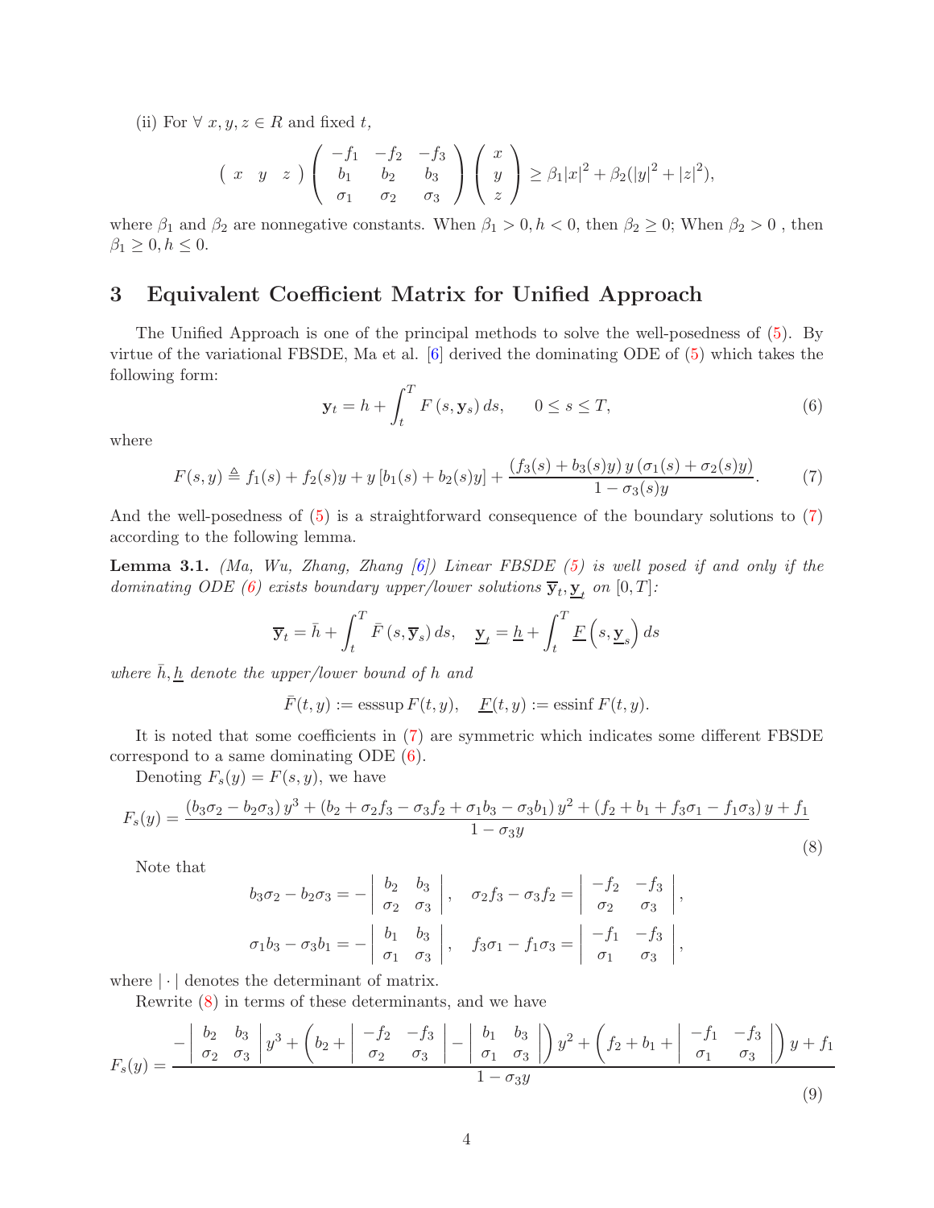(ii) For $\forall\ x, y, z \in R$ and fixed $t$,

$$\left(\begin{array}{ccc} x & y & z \end{array}\right)\left(\begin{array}{ccc} -f_1 & -f_2 & -f_3 \\ b_1 & b_2 & b_3 \\ \sigma_1 & \sigma_2 & \sigma_3 \end{array}\right)\left(\begin{array}{c} x \\ y \\ z \end{array}\right) \geq \beta_1|x|^2 + \beta_2(|y|^2 + |z|^2),$$

where $\beta_1$ and $\beta_2$ are nonnegative constants. When $\beta_1 > 0, h < 0$, then $\beta_2 \geq 0$; When $\beta_2 > 0$ , then $\beta_1 \geq 0, h \leq 0$.

## 3 Equivalent Coefficient Matrix for Unified Approach

The Unified Approach is one of the principal methods to solve the well-posedness of (5). By virtue of the variational FBSDE, Ma et al. [6] derived the dominating ODE of (5) which takes the following form:

$$\mathbf{y}_t = h + \int_t^T F\left(s, \mathbf{y}_s\right) ds, \qquad 0 \leq s \leq T, \tag{6}$$

where

$$F(s, y) \triangleq f_1(s) + f_2(s)y + y\left[b_1(s) + b_2(s)y\right] + \frac{\left(f_3(s) + b_3(s)y\right) y \left(\sigma_1(s) + \sigma_2(s)y\right)}{1 - \sigma_3(s)y}. \tag{7}$$

And the well-posedness of (5) is a straightforward consequence of the boundary solutions to (7) according to the following lemma.

**Lemma 3.1.** *(Ma, Wu, Zhang, Zhang [6]) Linear FBSDE (5) is well posed if and only if the dominating ODE (6) exists boundary upper/lower solutions $\overline{\mathbf{y}}_t, \underline{\mathbf{y}}_t$ on $[0, T]$:*

$$\overline{\mathbf{y}}_t = \bar{h} + \int_t^T \bar{F}\left(s, \overline{\mathbf{y}}_s\right) ds, \quad \underline{\mathbf{y}}_t = \underline{h} + \int_t^T \underline{F}\left(s, \underline{\mathbf{y}}_s\right) ds$$

*where $\bar{h}, \underline{h}$ denote the upper/lower bound of $h$ and*

$$\bar{F}(t, y) := \operatorname{esssup} F(t, y), \quad \underline{F}(t, y) := \operatorname{essinf} F(t, y).$$

It is noted that some coefficients in (7) are symmetric which indicates some different FBSDE correspond to a same dominating ODE (6).

Denoting $F_s(y) = F(s, y)$, we have

$$F_s(y) = \frac{\left(b_3\sigma_2 - b_2\sigma_3\right) y^3 + \left(b_2 + \sigma_2 f_3 - \sigma_3 f_2 + \sigma_1 b_3 - \sigma_3 b_1\right) y^2 + \left(f_2 + b_1 + f_3\sigma_1 - f_1\sigma_3\right) y + f_1}{1 - \sigma_3 y} \tag{8}$$

Note that

$$b_3\sigma_2 - b_2\sigma_3 = -\left|\begin{array}{cc} b_2 & b_3 \\ \sigma_2 & \sigma_3 \end{array}\right|, \quad \sigma_2 f_3 - \sigma_3 f_2 = \left|\begin{array}{cc} -f_2 & -f_3 \\ \sigma_2 & \sigma_3 \end{array}\right|,$$

$$\sigma_1 b_3 - \sigma_3 b_1 = -\left|\begin{array}{cc} b_1 & b_3 \\ \sigma_1 & \sigma_3 \end{array}\right|, \quad f_3\sigma_1 - f_1\sigma_3 = \left|\begin{array}{cc} -f_1 & -f_3 \\ \sigma_1 & \sigma_3 \end{array}\right|,$$

where $|\cdot|$ denotes the determinant of matrix.

Rewrite (8) in terms of these determinants, and we have

$$F_s(y) = \frac{-\left|\begin{array}{cc} b_2 & b_3 \\ \sigma_2 & \sigma_3 \end{array}\right| y^3 + \left(b_2 + \left|\begin{array}{cc} -f_2 & -f_3 \\ \sigma_2 & \sigma_3 \end{array}\right| - \left|\begin{array}{cc} b_1 & b_3 \\ \sigma_1 & \sigma_3 \end{array}\right|\right) y^2 + \left(f_2 + b_1 + \left|\begin{array}{cc} -f_1 & -f_3 \\ \sigma_1 & \sigma_3 \end{array}\right|\right) y + f_1}{1 - \sigma_3 y} \tag{9}$$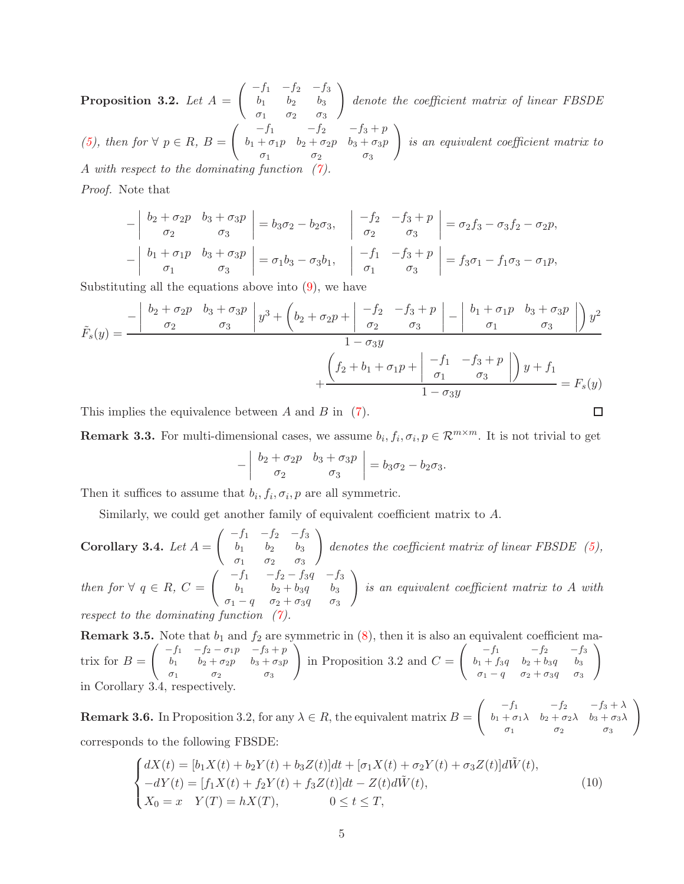**Proposition 3.2.** *Let* $A = \begin{pmatrix} -f_1 & -f_2 & -f_3 \\ b_1 & b_2 & b_3 \\ \sigma_1 & \sigma_2 & \sigma_3 \end{pmatrix}$ *denote the coefficient matrix of linear FBSDE (5), then for* $\forall\ p \in R$, $B = \begin{pmatrix} -f_1 & -f_2 & -f_3 + p \\ b_1 + \sigma_1 p & b_2 + \sigma_2 p & b_3 + \sigma_3 p \\ \sigma_1 & \sigma_2 & \sigma_3 \end{pmatrix}$ *is an equivalent coefficient matrix to A with respect to the dominating function (7).*

*Proof.* Note that

$$
-\begin{vmatrix} b_2 + \sigma_2 p & b_3 + \sigma_3 p \\ \sigma_2 & \sigma_3 \end{vmatrix} = b_3\sigma_2 - b_2\sigma_3, \quad \begin{vmatrix} -f_2 & -f_3 + p \\ \sigma_2 & \sigma_3 \end{vmatrix} = \sigma_2 f_3 - \sigma_3 f_2 - \sigma_2 p,
$$

$$
-\begin{vmatrix} b_1 + \sigma_1 p & b_3 + \sigma_3 p \\ \sigma_1 & \sigma_3 \end{vmatrix} = \sigma_1 b_3 - \sigma_3 b_1, \quad \begin{vmatrix} -f_1 & -f_3 + p \\ \sigma_1 & \sigma_3 \end{vmatrix} = f_3\sigma_1 - f_1\sigma_3 - \sigma_1 p,
$$

Substituting all the equations above into (9), we have

$$
\tilde{F}_s(y) = \frac{-\begin{vmatrix} b_2 + \sigma_2 p & b_3 + \sigma_3 p \\ \sigma_2 & \sigma_3 \end{vmatrix} y^3 + \left( b_2 + \sigma_2 p + \begin{vmatrix} -f_2 & -f_3 + p \\ \sigma_2 & \sigma_3 \end{vmatrix} - \begin{vmatrix} b_1 + \sigma_1 p & b_3 + \sigma_3 p \\ \sigma_1 & \sigma_3 \end{vmatrix} \right) y^2}{1 - \sigma_3 y}
$$

$$
+ \frac{\left( f_2 + b_1 + \sigma_1 p + \begin{vmatrix} -f_1 & -f_3 + p \\ \sigma_1 & \sigma_3 \end{vmatrix} \right) y + f_1}{1 - \sigma_3 y} = F_s(y)
$$

This implies the equivalence between $A$ and $B$ in (7). $\square$

**Remark 3.3.** For multi-dimensional cases, we assume $b_i, f_i, \sigma_i, p \in \mathcal{R}^{m\times m}$. It is not trivial to get

$$
-\begin{vmatrix} b_2 + \sigma_2 p & b_3 + \sigma_3 p \\ \sigma_2 & \sigma_3 \end{vmatrix} = b_3\sigma_2 - b_2\sigma_3.
$$

Then it suffices to assume that $b_i, f_i, \sigma_i, p$ are all symmetric.

Similarly, we could get another family of equivalent coefficient matrix to $A$.

**Corollary 3.4.** *Let* $A = \begin{pmatrix} -f_1 & -f_2 & -f_3 \\ b_1 & b_2 & b_3 \\ \sigma_1 & \sigma_2 & \sigma_3 \end{pmatrix}$ *denotes the coefficient matrix of linear FBSDE (5), then for* $\forall\ q \in R$, $C = \begin{pmatrix} -f_1 & -f_2 - f_3 q & -f_3 \\ b_1 & b_2 + b_3 q & b_3 \\ \sigma_1 - q & \sigma_2 + \sigma_3 q & \sigma_3 \end{pmatrix}$ *is an equivalent coefficient matrix to A with respect to the dominating function (7).*

**Remark 3.5.** Note that $b_1$ and $f_2$ are symmetric in (8), then it is also an equivalent coefficient matrix for $B = \begin{pmatrix} -f_1 & -f_2 - \sigma_1 p & -f_3 + p \\ b_1 & b_2 + \sigma_2 p & b_3 + \sigma_3 p \\ \sigma_1 & \sigma_2 & \sigma_3 \end{pmatrix}$ in Proposition 3.2 and $C = \begin{pmatrix} -f_1 & -f_2 & -f_3 \\ b_1 + f_3 q & b_2 + b_3 q & b_3 \\ \sigma_1 - q & \sigma_2 + \sigma_3 q & \sigma_3 \end{pmatrix}$ in Corollary 3.4, respectively.

**Remark 3.6.** In Proposition 3.2, for any $\lambda \in R$, the equivalent matrix $B = \begin{pmatrix} -f_1 & -f_2 & -f_3 + \lambda \\ b_1 + \sigma_1 \lambda & b_2 + \sigma_2 \lambda & b_3 + \sigma_3 \lambda \\ \sigma_1 & \sigma_2 & \sigma_3 \end{pmatrix}$ corresponds to the following FBSDE:

$$
\begin{cases} dX(t) = [b_1 X(t) + b_2 Y(t) + b_3 Z(t)]dt + [\sigma_1 X(t) + \sigma_2 Y(t) + \sigma_3 Z(t)]d\tilde{W}(t), \\ -dY(t) = [f_1 X(t) + f_2 Y(t) + f_3 Z(t)]dt - Z(t)d\tilde{W}(t), \\ X_0 = x \quad Y(T) = hX(T), \qquad 0 \le t \le T, \end{cases} \tag{10}
$$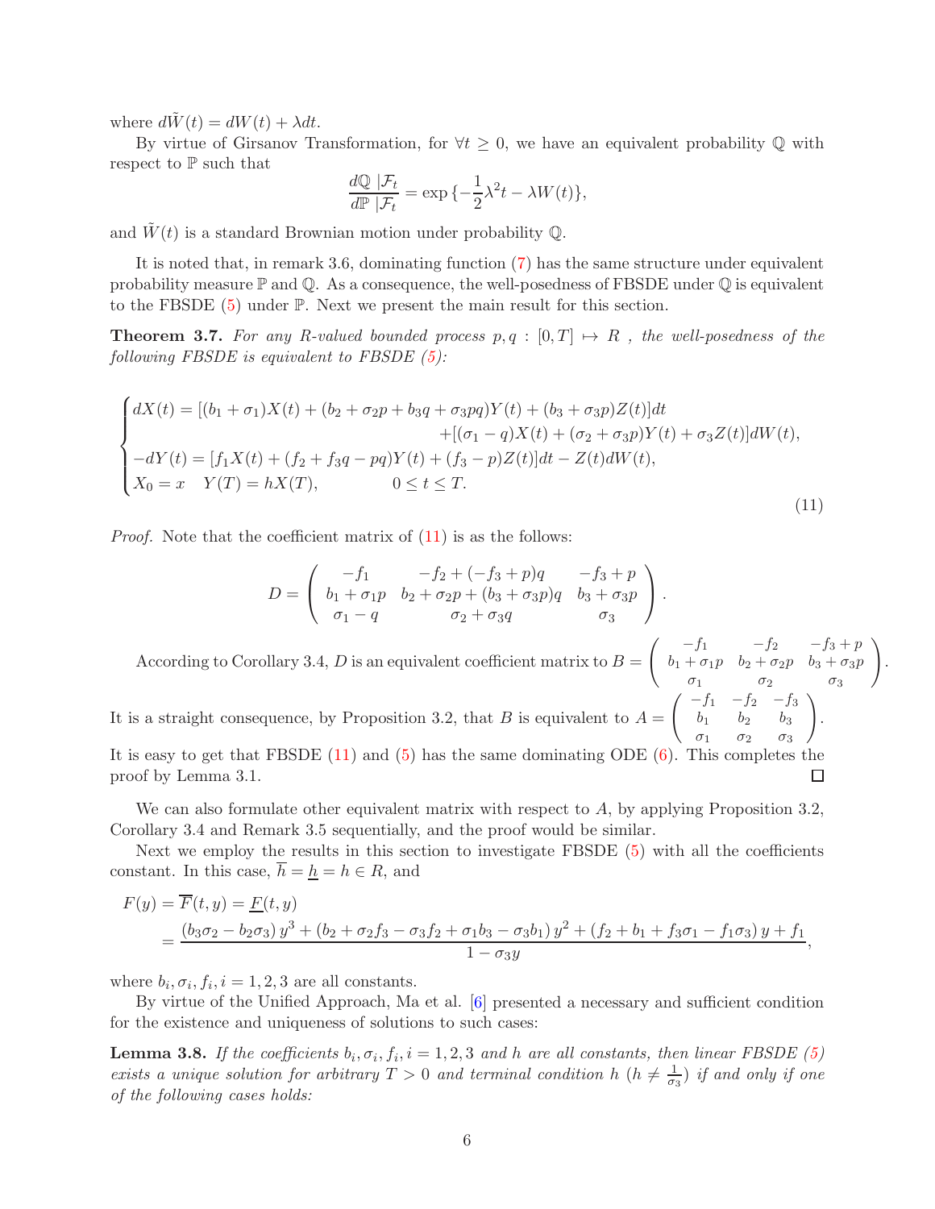where $d\tilde{W}(t) = dW(t) + \lambda dt$.

By virtue of Girsanov Transformation, for $\forall t \geq 0$, we have an equivalent probability $\mathbb{Q}$ with respect to $\mathbb{P}$ such that

$$\frac{d\mathbb{Q} \mid \mathcal{F}_t}{d\mathbb{P} \mid \mathcal{F}_t} = \exp\{-\frac{1}{2}\lambda^2 t - \lambda W(t)\},$$

and $\tilde{W}(t)$ is a standard Brownian motion under probability $\mathbb{Q}$.

It is noted that, in remark 3.6, dominating function (7) has the same structure under equivalent probability measure $\mathbb{P}$ and $\mathbb{Q}$. As a consequence, the well-posedness of FBSDE under $\mathbb{Q}$ is equivalent to the FBSDE (5) under $\mathbb{P}$. Next we present the main result for this section.

**Theorem 3.7.** *For any $R$-valued bounded process $p, q : [0,T] \mapsto R$ , the well-posedness of the following FBSDE is equivalent to FBSDE (5):*

$$\begin{cases} dX(t) = [(b_1+\sigma_1)X(t) + (b_2 + \sigma_2 p + b_3 q + \sigma_3 pq)Y(t) + (b_3 + \sigma_3 p)Z(t)]dt \\ \qquad\qquad\qquad\qquad\qquad + [(\sigma_1 - q)X(t) + (\sigma_2 + \sigma_3 p)Y(t) + \sigma_3 Z(t)]dW(t), \\ -dY(t) = [f_1 X(t) + (f_2 + f_3 q - pq)Y(t) + (f_3 - p)Z(t)]dt - Z(t)dW(t), \\ X_0 = x \quad Y(T) = hX(T), \qquad\qquad 0 \leq t \leq T. \end{cases} \tag{11}$$

*Proof.* Note that the coefficient matrix of (11) is as the follows:

$$D = \begin{pmatrix} -f_1 & -f_2 + (-f_3 + p)q & -f_3 + p \\ b_1 + \sigma_1 p & b_2 + \sigma_2 p + (b_3 + \sigma_3 p)q & b_3 + \sigma_3 p \\ \sigma_1 - q & \sigma_2 + \sigma_3 q & \sigma_3 \end{pmatrix}.$$

According to Corollary 3.4, $D$ is an equivalent coefficient matrix to $B = \begin{pmatrix} -f_1 & -f_2 & -f_3 + p \\ b_1 + \sigma_1 p & b_2 + \sigma_2 p & b_3 + \sigma_3 p \\ \sigma_1 & \sigma_2 & \sigma_3 \end{pmatrix}$. It is a straight consequence, by Proposition 3.2, that $B$ is equivalent to $A = \begin{pmatrix} -f_1 & -f_2 & -f_3 \\ b_1 & b_2 & b_3 \\ \sigma_1 & \sigma_2 & \sigma_3 \end{pmatrix}$. It is easy to get that FBSDE (11) and (5) has the same dominating ODE (6). This completes the proof by Lemma 3.1. $\square$

We can also formulate other equivalent matrix with respect to $A$, by applying Proposition 3.2, Corollary 3.4 and Remark 3.5 sequentially, and the proof would be similar.

Next we employ the results in this section to investigate FBSDE (5) with all the coefficients constant. In this case, $\overline{h} = \underline{h} = h \in R$, and

$$\begin{aligned} F(y) &= \overline{F}(t,y) = \underline{F}(t,y) \\ &= \frac{(b_3\sigma_2 - b_2\sigma_3)\, y^3 + (b_2 + \sigma_2 f_3 - \sigma_3 f_2 + \sigma_1 b_3 - \sigma_3 b_1)\, y^2 + (f_2 + b_1 + f_3\sigma_1 - f_1\sigma_3)\, y + f_1}{1 - \sigma_3 y}, \end{aligned}$$

where $b_i, \sigma_i, f_i, i = 1,2,3$ are all constants.

By virtue of the Unified Approach, Ma et al. [6] presented a necessary and sufficient condition for the existence and uniqueness of solutions to such cases:

**Lemma 3.8.** *If the coefficients $b_i, \sigma_i, f_i, i = 1,2,3$ and $h$ are all constants, then linear FBSDE (5) exists a unique solution for arbitrary $T > 0$ and terminal condition $h$ ($h \neq \frac{1}{\sigma_3}$) if and only if one of the following cases holds:*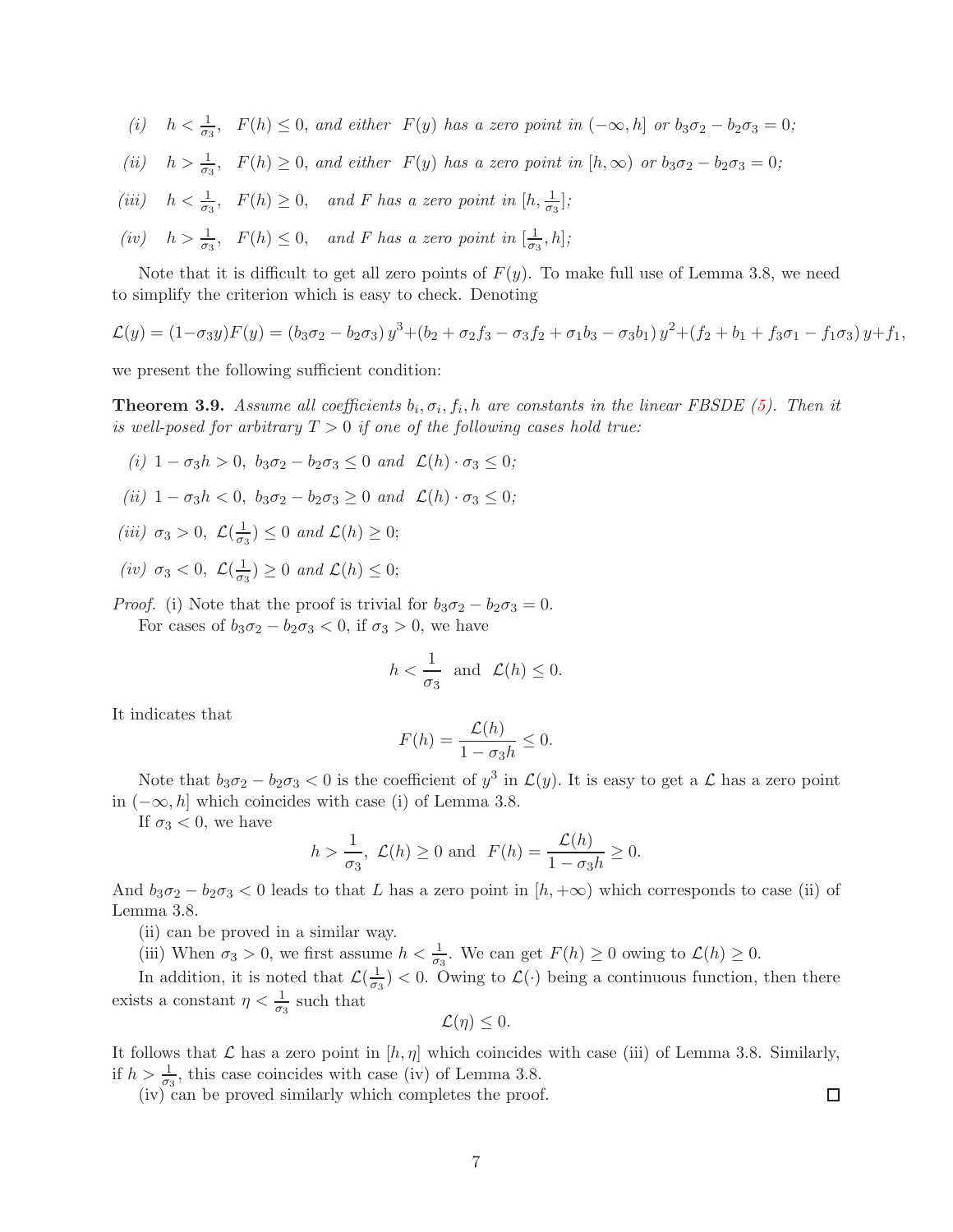*(i)* $h < \frac{1}{\sigma_3}$, $F(h) \le 0$, *and either* $F(y)$ *has a zero point in* $(-\infty, h]$ *or* $b_3\sigma_2 - b_2\sigma_3 = 0$*;*

*(ii)* $h > \frac{1}{\sigma_3}$, $F(h) \ge 0$, *and either* $F(y)$ *has a zero point in* $[h, \infty)$ *or* $b_3\sigma_2 - b_2\sigma_3 = 0$*;*

*(iii)* $h < \frac{1}{\sigma_3}$, $F(h) \ge 0$, *and* $F$ *has a zero point in* $[h, \frac{1}{\sigma_3}]$*;*

*(iv)* $h > \frac{1}{\sigma_3}$, $F(h) \le 0$, *and* $F$ *has a zero point in* $[\frac{1}{\sigma_3}, h]$*;*

Note that it is difficult to get all zero points of $F(y)$. To make full use of Lemma 3.8, we need to simplify the criterion which is easy to check. Denoting

$$\mathcal{L}(y) = (1-\sigma_3 y)F(y) = (b_3\sigma_2 - b_2\sigma_3)\, y^3 + (b_2 + \sigma_2 f_3 - \sigma_3 f_2 + \sigma_1 b_3 - \sigma_3 b_1)\, y^2 + (f_2 + b_1 + f_3\sigma_1 - f_1\sigma_3)\, y + f_1,$$

we present the following sufficient condition:

**Theorem 3.9.** *Assume all coefficients* $b_i, \sigma_i, f_i, h$ *are constants in the linear FBSDE (5). Then it is well-posed for arbitrary* $T > 0$ *if one of the following cases hold true:*

*(i)* $1 - \sigma_3 h > 0$, $b_3\sigma_2 - b_2\sigma_3 \le 0$ *and* $\mathcal{L}(h) \cdot \sigma_3 \le 0$*;*

*(ii)* $1 - \sigma_3 h < 0$, $b_3\sigma_2 - b_2\sigma_3 \ge 0$ *and* $\mathcal{L}(h) \cdot \sigma_3 \le 0$*;*

*(iii)* $\sigma_3 > 0$, $\mathcal{L}(\frac{1}{\sigma_3}) \le 0$ *and* $\mathcal{L}(h) \ge 0$*;*

*(iv)* $\sigma_3 < 0$, $\mathcal{L}(\frac{1}{\sigma_3}) \ge 0$ *and* $\mathcal{L}(h) \le 0$*;*

*Proof.* (i) Note that the proof is trivial for $b_3\sigma_2 - b_2\sigma_3 = 0$.

For cases of $b_3\sigma_2 - b_2\sigma_3 < 0$, if $\sigma_3 > 0$, we have

$$h < \frac{1}{\sigma_3} \text{ and } \mathcal{L}(h) \le 0.$$

It indicates that

$$F(h) = \frac{\mathcal{L}(h)}{1 - \sigma_3 h} \le 0.$$

Note that $b_3\sigma_2 - b_2\sigma_3 < 0$ is the coefficient of $y^3$ in $\mathcal{L}(y)$. It is easy to get a $\mathcal{L}$ has a zero point in $(-\infty, h]$ which coincides with case (i) of Lemma 3.8.

If $\sigma_3 < 0$, we have

$$h > \frac{1}{\sigma_3},\ \mathcal{L}(h) \ge 0 \text{ and } F(h) = \frac{\mathcal{L}(h)}{1 - \sigma_3 h} \ge 0.$$

And $b_3\sigma_2 - b_2\sigma_3 < 0$ leads to that $L$ has a zero point in $[h, +\infty)$ which corresponds to case (ii) of Lemma 3.8.

(ii) can be proved in a similar way.

(iii) When $\sigma_3 > 0$, we first assume $h < \frac{1}{\sigma_3}$. We can get $F(h) \ge 0$ owing to $\mathcal{L}(h) \ge 0$.

In addition, it is noted that $\mathcal{L}(\frac{1}{\sigma_3}) < 0$. Owing to $\mathcal{L}(\cdot)$ being a continuous function, then there exists a constant $\eta < \frac{1}{\sigma_3}$ such that

$$\mathcal{L}(\eta) \le 0.$$

It follows that $\mathcal{L}$ has a zero point in $[h, \eta]$ which coincides with case (iii) of Lemma 3.8. Similarly, if $h > \frac{1}{\sigma_3}$, this case coincides with case (iv) of Lemma 3.8.

(iv) can be proved similarly which completes the proof. ☐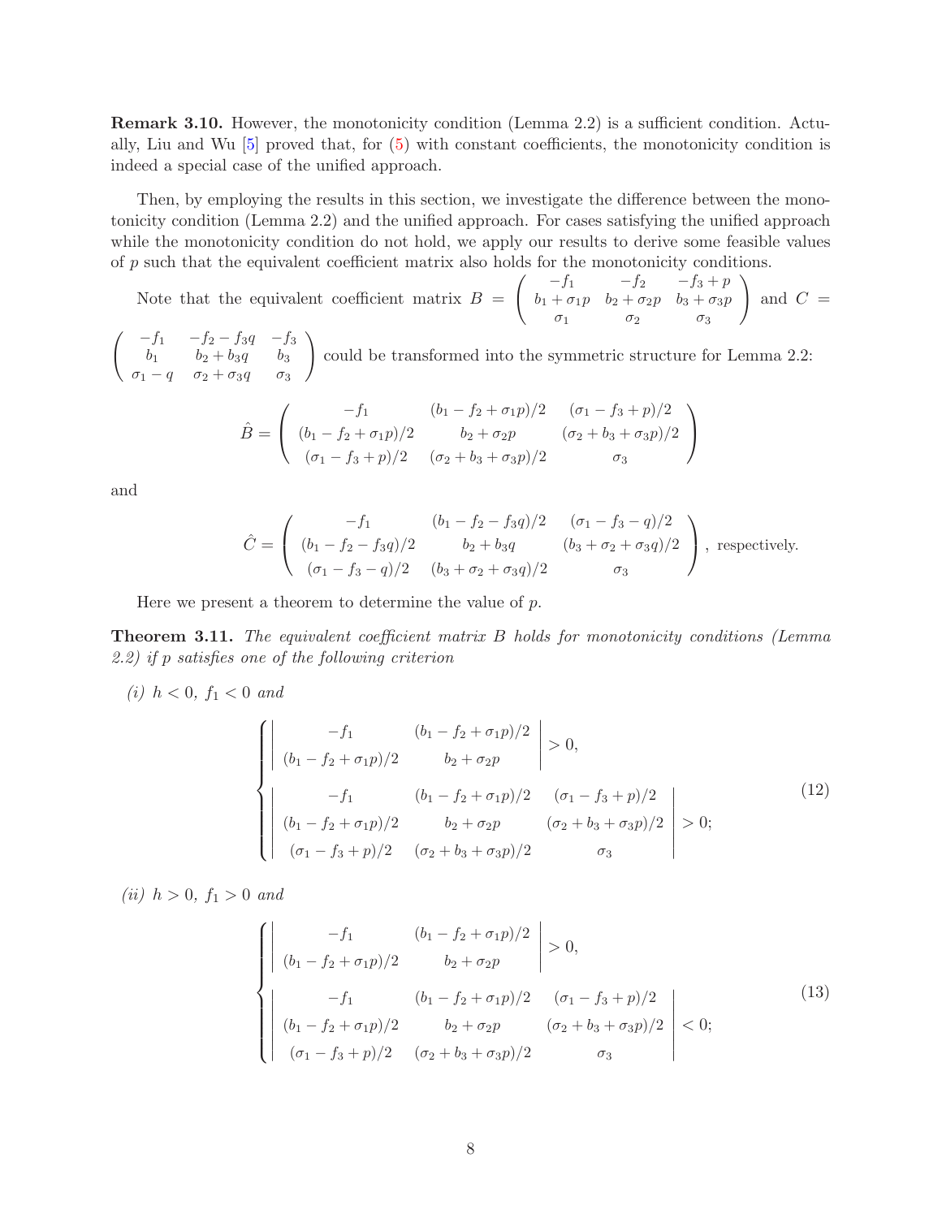**Remark 3.10.** However, the monotonicity condition (Lemma 2.2) is a sufficient condition. Actually, Liu and Wu [5] proved that, for (5) with constant coefficients, the monotonicity condition is indeed a special case of the unified approach.

Then, by employing the results in this section, we investigate the difference between the monotonicity condition (Lemma 2.2) and the unified approach. For cases satisfying the unified approach while the monotonicity condition do not hold, we apply our results to derive some feasible values of $p$ such that the equivalent coefficient matrix also holds for the monotonicity conditions.

Note that the equivalent coefficient matrix $B = \begin{pmatrix} -f_1 & -f_2 & -f_3+p \\ b_1+\sigma_1 p & b_2+\sigma_2 p & b_3+\sigma_3 p \\ \sigma_1 & \sigma_2 & \sigma_3 \end{pmatrix}$ and $C = \begin{pmatrix} -f_1 & -f_2-f_3 q & -f_3 \\ b_1 & b_2+b_3 q & b_3 \\ \sigma_1 - q & \sigma_2+\sigma_3 q & \sigma_3 \end{pmatrix}$ could be transformed into the symmetric structure for Lemma 2.2:

$$\hat{B} = \begin{pmatrix} -f_1 & (b_1-f_2+\sigma_1 p)/2 & (\sigma_1 - f_3 + p)/2 \\ (b_1-f_2+\sigma_1 p)/2 & b_2+\sigma_2 p & (\sigma_2+b_3+\sigma_3 p)/2 \\ (\sigma_1 - f_3 + p)/2 & (\sigma_2+b_3+\sigma_3 p)/2 & \sigma_3 \end{pmatrix}$$

and

$$\hat{C} = \begin{pmatrix} -f_1 & (b_1-f_2-f_3 q)/2 & (\sigma_1 - f_3 - q)/2 \\ (b_1-f_2-f_3 q)/2 & b_2+b_3 q & (b_3+\sigma_2+\sigma_3 q)/2 \\ (\sigma_1 - f_3 - q)/2 & (b_3+\sigma_2+\sigma_3 q)/2 & \sigma_3 \end{pmatrix}, \text{ respectively.}$$

Here we present a theorem to determine the value of $p$.

**Theorem 3.11.** *The equivalent coefficient matrix $B$ holds for monotonicity conditions (Lemma 2.2) if $p$ satisfies one of the following criterion*

*(i) $h < 0$, $f_1 < 0$ and*

$$\begin{cases} \begin{vmatrix} -f_1 & (b_1-f_2+\sigma_1 p)/2 \\ (b_1-f_2+\sigma_1 p)/2 & b_2+\sigma_2 p \end{vmatrix} > 0, \\ \begin{vmatrix} -f_1 & (b_1-f_2+\sigma_1 p)/2 & (\sigma_1 - f_3 + p)/2 \\ (b_1-f_2+\sigma_1 p)/2 & b_2+\sigma_2 p & (\sigma_2+b_3+\sigma_3 p)/2 \\ (\sigma_1 - f_3 + p)/2 & (\sigma_2+b_3+\sigma_3 p)/2 & \sigma_3 \end{vmatrix} > 0; \end{cases} \tag{12}$$

*(ii) $h > 0$, $f_1 > 0$ and*

$$\begin{cases} \begin{vmatrix} -f_1 & (b_1-f_2+\sigma_1 p)/2 \\ (b_1-f_2+\sigma_1 p)/2 & b_2+\sigma_2 p \end{vmatrix} > 0, \\ \begin{vmatrix} -f_1 & (b_1-f_2+\sigma_1 p)/2 & (\sigma_1 - f_3 + p)/2 \\ (b_1-f_2+\sigma_1 p)/2 & b_2+\sigma_2 p & (\sigma_2+b_3+\sigma_3 p)/2 \\ (\sigma_1 - f_3 + p)/2 & (\sigma_2+b_3+\sigma_3 p)/2 & \sigma_3 \end{vmatrix} < 0; \end{cases} \tag{13}$$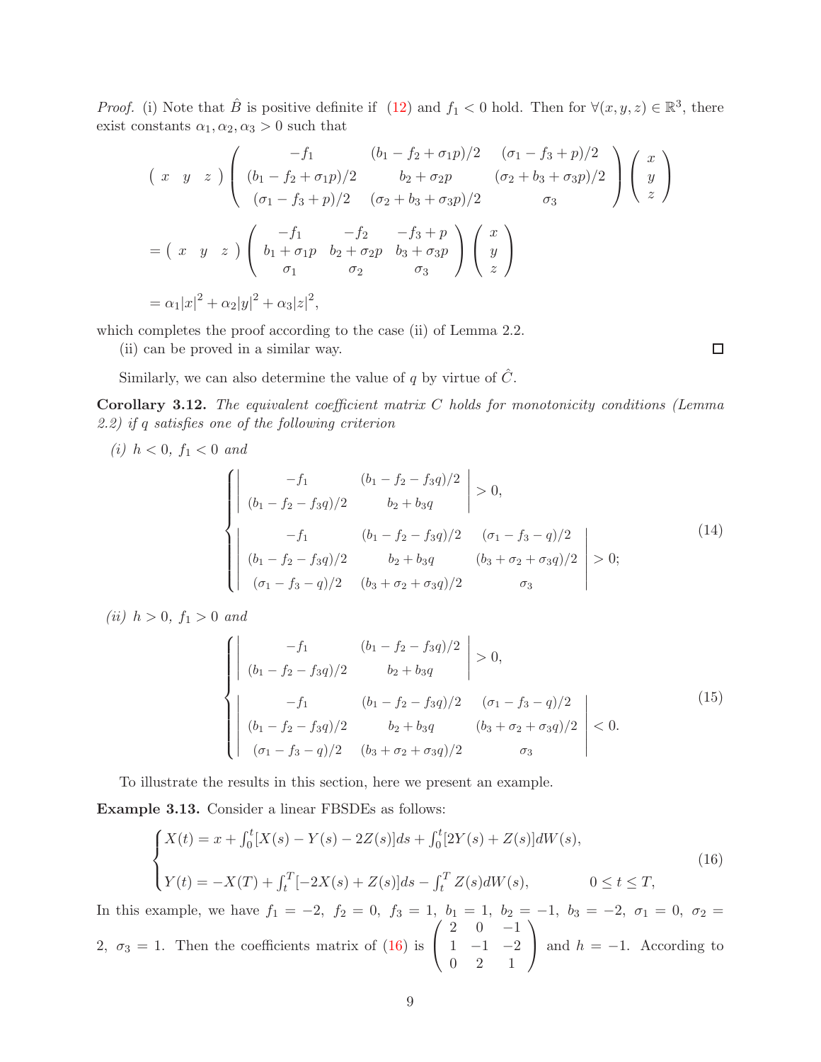*Proof.* (i) Note that $\hat{B}$ is positive definite if (12) and $f_1 < 0$ hold. Then for $\forall (x, y, z) \in \mathbb{R}^3$, there exist constants $\alpha_1, \alpha_2, \alpha_3 > 0$ such that

$$
\begin{aligned}
&\begin{pmatrix} x & y & z \end{pmatrix} \begin{pmatrix} -f_1 & (b_1 - f_2 + \sigma_1 p)/2 & (\sigma_1 - f_3 + p)/2 \\ (b_1 - f_2 + \sigma_1 p)/2 & b_2 + \sigma_2 p & (\sigma_2 + b_3 + \sigma_3 p)/2 \\ (\sigma_1 - f_3 + p)/2 & (\sigma_2 + b_3 + \sigma_3 p)/2 & \sigma_3 \end{pmatrix} \begin{pmatrix} x \\ y \\ z \end{pmatrix} \\
&= \begin{pmatrix} x & y & z \end{pmatrix} \begin{pmatrix} -f_1 & -f_2 & -f_3 + p \\ b_1 + \sigma_1 p & b_2 + \sigma_2 p & b_3 + \sigma_3 p \\ \sigma_1 & \sigma_2 & \sigma_3 \end{pmatrix} \begin{pmatrix} x \\ y \\ z \end{pmatrix} \\
&= \alpha_1 |x|^2 + \alpha_2 |y|^2 + \alpha_3 |z|^2,
\end{aligned}
$$

which completes the proof according to the case (ii) of Lemma 2.2.

(ii) can be proved in a similar way. ∎

Similarly, we can also determine the value of $q$ by virtue of $\hat{C}$.

**Corollary 3.12.** *The equivalent coefficient matrix $C$ holds for monotonicity conditions (Lemma 2.2) if $q$ satisfies one of the following criterion*

*(i) $h < 0$, $f_1 < 0$ and*

$$
\begin{cases}
\begin{vmatrix} -f_1 & (b_1 - f_2 - f_3 q)/2 \\ (b_1 - f_2 - f_3 q)/2 & b_2 + b_3 q \end{vmatrix} > 0, \\[2ex]
\begin{vmatrix} -f_1 & (b_1 - f_2 - f_3 q)/2 & (\sigma_1 - f_3 - q)/2 \\ (b_1 - f_2 - f_3 q)/2 & b_2 + b_3 q & (b_3 + \sigma_2 + \sigma_3 q)/2 \\ (\sigma_1 - f_3 - q)/2 & (b_3 + \sigma_2 + \sigma_3 q)/2 & \sigma_3 \end{vmatrix} > 0;
\end{cases}
\tag{14}
$$

*(ii) $h > 0$, $f_1 > 0$ and*

$$
\begin{cases}
\begin{vmatrix} -f_1 & (b_1 - f_2 - f_3 q)/2 \\ (b_1 - f_2 - f_3 q)/2 & b_2 + b_3 q \end{vmatrix} > 0, \\[2ex]
\begin{vmatrix} -f_1 & (b_1 - f_2 - f_3 q)/2 & (\sigma_1 - f_3 - q)/2 \\ (b_1 - f_2 - f_3 q)/2 & b_2 + b_3 q & (b_3 + \sigma_2 + \sigma_3 q)/2 \\ (\sigma_1 - f_3 - q)/2 & (b_3 + \sigma_2 + \sigma_3 q)/2 & \sigma_3 \end{vmatrix} < 0.
\end{cases}
\tag{15}
$$

To illustrate the results in this section, here we present an example.

**Example 3.13.** Consider a linear FBSDEs as follows:

$$
\begin{cases}
X(t) = x + \int_0^t [X(s) - Y(s) - 2Z(s)] ds + \int_0^t [2Y(s) + Z(s)] dW(s), \\[1ex]
Y(t) = -X(T) + \int_t^T [-2X(s) + Z(s)] ds - \int_t^T Z(s) dW(s), \qquad 0 \le t \le T,
\end{cases}
\tag{16}
$$

In this example, we have $f_1 = -2,\ f_2 = 0,\ f_3 = 1,\ b_1 = 1,\ b_2 = -1,\ b_3 = -2,\ \sigma_1 = 0,\ \sigma_2 = 2,\ \sigma_3 = 1$. Then the coefficients matrix of (16) is $\begin{pmatrix} 2 & 0 & -1 \\ 1 & -1 & -2 \\ 0 & 2 & 1 \end{pmatrix}$ and $h = -1$. According to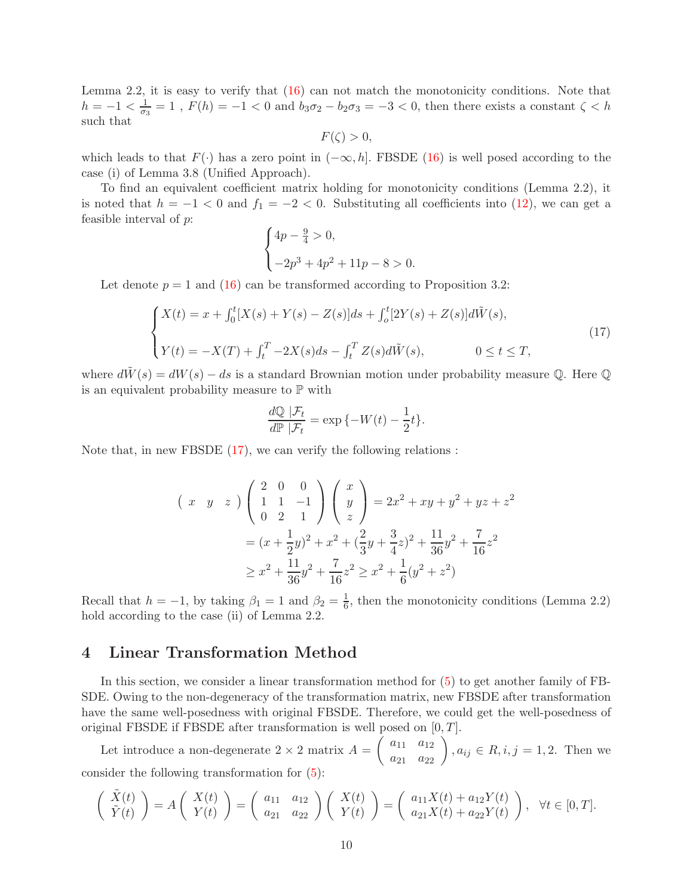Lemma 2.2, it is easy to verify that (16) can not match the monotonicity conditions. Note that $h = -1 < \frac{1}{\sigma_3} = 1$ , $F(h) = -1 < 0$ and $b_3\sigma_2 - b_2\sigma_3 = -3 < 0$, then there exists a constant $\zeta < h$ such that

$$F(\zeta) > 0,$$

which leads to that $F(\cdot)$ has a zero point in $(-\infty, h]$. FBSDE (16) is well posed according to the case (i) of Lemma 3.8 (Unified Approach).

To find an equivalent coefficient matrix holding for monotonicity conditions (Lemma 2.2), it is noted that $h = -1 < 0$ and $f_1 = -2 < 0$. Substituting all coefficients into (12), we can get a feasible interval of $p$:

$$\begin{cases} 4p - \frac{9}{4} > 0, \\ -2p^3 + 4p^2 + 11p - 8 > 0. \end{cases}$$

Let denote $p = 1$ and (16) can be transformed according to Proposition 3.2:

$$\begin{cases} X(t) = x + \int_0^t [X(s) + Y(s) - Z(s)]ds + \int_o^t [2Y(s) + Z(s)]d\tilde{W}(s), \\ Y(t) = -X(T) + \int_t^T -2X(s)ds - \int_t^T Z(s)d\tilde{W}(s), \qquad\qquad 0 \le t \le T, \end{cases} \tag{17}$$

where $d\tilde{W}(s) = dW(s) - ds$ is a standard Brownian motion under probability measure $\mathbb{Q}$. Here $\mathbb{Q}$ is an equivalent probability measure to $\mathbb{P}$ with

$$\frac{d\mathbb{Q}\ |\mathcal{F}_t}{d\mathbb{P}\ |\mathcal{F}_t} = \exp\{-W(t) - \frac{1}{2}t\}.$$

Note that, in new FBSDE (17), we can verify the following relations :

$$\begin{aligned} \begin{pmatrix} x & y & z \end{pmatrix} \begin{pmatrix} 2 & 0 & 0 \\ 1 & 1 & -1 \\ 0 & 2 & 1 \end{pmatrix} \begin{pmatrix} x \\ y \\ z \end{pmatrix} &= 2x^2 + xy + y^2 + yz + z^2 \\ &= (x + \frac{1}{2}y)^2 + x^2 + (\frac{2}{3}y + \frac{3}{4}z)^2 + \frac{11}{36}y^2 + \frac{7}{16}z^2 \\ &\ge x^2 + \frac{11}{36}y^2 + \frac{7}{16}z^2 \ge x^2 + \frac{1}{6}(y^2 + z^2) \end{aligned}$$

Recall that $h = -1$, by taking $\beta_1 = 1$ and $\beta_2 = \frac{1}{6}$, then the monotonicity conditions (Lemma 2.2) hold according to the case (ii) of Lemma 2.2.

# 4 Linear Transformation Method

In this section, we consider a linear transformation method for (5) to get another family of FBSDE. Owing to the non-degeneracy of the transformation matrix, new FBSDE after transformation have the same well-posedness with original FBSDE. Therefore, we could get the well-posedness of original FBSDE if FBSDE after transformation is well posed on $[0, T]$.

Let introduce a non-degenerate $2 \times 2$ matrix $A = \begin{pmatrix} a_{11} & a_{12} \\ a_{21} & a_{22} \end{pmatrix}, a_{ij} \in R, i, j = 1, 2$. Then we consider the following transformation for (5):

$$\begin{pmatrix} \tilde{X}(t) \\ \tilde{Y}(t) \end{pmatrix} = A \begin{pmatrix} X(t) \\ Y(t) \end{pmatrix} = \begin{pmatrix} a_{11} & a_{12} \\ a_{21} & a_{22} \end{pmatrix} \begin{pmatrix} X(t) \\ Y(t) \end{pmatrix} = \begin{pmatrix} a_{11}X(t) + a_{12}Y(t) \\ a_{21}X(t) + a_{22}Y(t) \end{pmatrix}, \quad \forall t \in [0, T].$$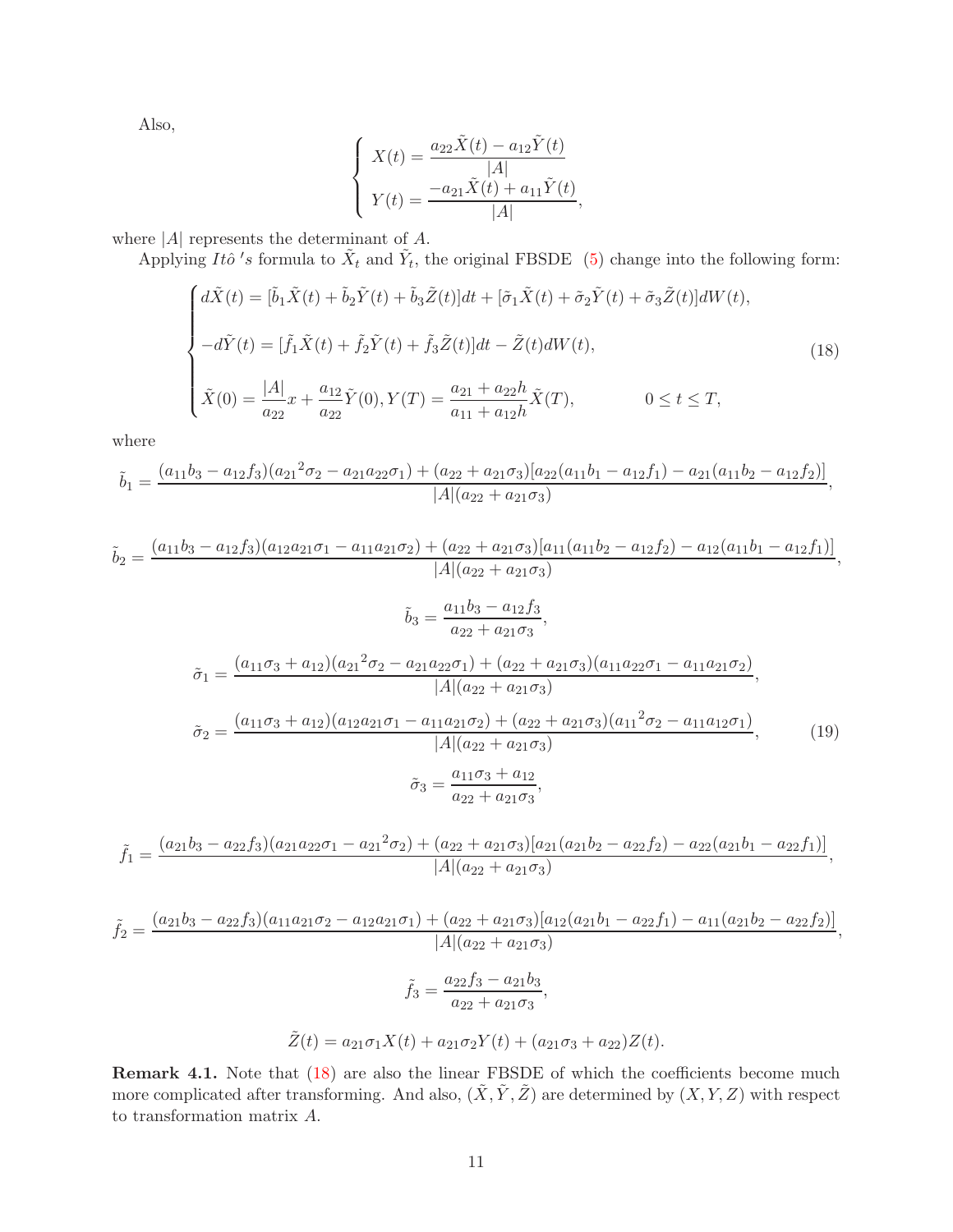Also,

$$
\begin{cases}
X(t) = \dfrac{a_{22}\tilde{X}(t) - a_{12}\tilde{Y}(t)}{|A|} \\
Y(t) = \dfrac{-a_{21}\tilde{X}(t) + a_{11}\tilde{Y}(t)}{|A|},
\end{cases}
$$

where $|A|$ represents the determinant of $A$.

Applying *Itô 's* formula to $\tilde{X}_t$ and $\tilde{Y}_t$, the original FBSDE (5) change into the following form:

$$
\begin{cases}
d\tilde{X}(t) = [\tilde{b}_1\tilde{X}(t) + \tilde{b}_2\tilde{Y}(t) + \tilde{b}_3\tilde{Z}(t)]dt + [\tilde{\sigma}_1\tilde{X}(t) + \tilde{\sigma}_2\tilde{Y}(t) + \tilde{\sigma}_3\tilde{Z}(t)]dW(t), \\
\\
-d\tilde{Y}(t) = [\tilde{f}_1\tilde{X}(t) + \tilde{f}_2\tilde{Y}(t) + \tilde{f}_3\tilde{Z}(t)]dt - \tilde{Z}(t)dW(t), \\
\\
\tilde{X}(0) = \dfrac{|A|}{a_{22}}x + \dfrac{a_{12}}{a_{22}}\tilde{Y}(0), Y(T) = \dfrac{a_{21} + a_{22}h}{a_{11} + a_{12}h}\tilde{X}(T), \qquad\qquad 0 \le t \le T,
\end{cases}
\tag{18}
$$

where

$$
\tilde{b}_1 = \frac{(a_{11}b_3 - a_{12}f_3)({a_{21}}^2\sigma_2 - a_{21}a_{22}\sigma_1) + (a_{22} + a_{21}\sigma_3)[a_{22}(a_{11}b_1 - a_{12}f_1) - a_{21}(a_{11}b_2 - a_{12}f_2)]}{|A|(a_{22} + a_{21}\sigma_3)},
$$

$$
\tilde{b}_2 = \frac{(a_{11}b_3 - a_{12}f_3)(a_{12}a_{21}\sigma_1 - a_{11}a_{21}\sigma_2) + (a_{22} + a_{21}\sigma_3)[a_{11}(a_{11}b_2 - a_{12}f_2) - a_{12}(a_{11}b_1 - a_{12}f_1)]}{|A|(a_{22} + a_{21}\sigma_3)},
$$

$$
\tilde{b}_3 = \frac{a_{11}b_3 - a_{12}f_3}{a_{22} + a_{21}\sigma_3},
$$

$$
\tilde{\sigma}_1 = \frac{(a_{11}\sigma_3 + a_{12})({a_{21}}^2\sigma_2 - a_{21}a_{22}\sigma_1) + (a_{22} + a_{21}\sigma_3)(a_{11}a_{22}\sigma_1 - a_{11}a_{21}\sigma_2)}{|A|(a_{22} + a_{21}\sigma_3)},
$$

$$
\tilde{\sigma}_2 = \frac{(a_{11}\sigma_3 + a_{12})(a_{12}a_{21}\sigma_1 - a_{11}a_{21}\sigma_2) + (a_{22} + a_{21}\sigma_3)({a_{11}}^2\sigma_2 - a_{11}a_{12}\sigma_1)}{|A|(a_{22} + a_{21}\sigma_3)},
\tag{19}
$$

$$
\tilde{\sigma}_3 = \frac{a_{11}\sigma_3 + a_{12}}{a_{22} + a_{21}\sigma_3},
$$

$$
\tilde{f}_1 = \frac{(a_{21}b_3 - a_{22}f_3)(a_{21}a_{22}\sigma_1 - {a_{21}}^2\sigma_2) + (a_{22} + a_{21}\sigma_3)[a_{21}(a_{21}b_2 - a_{22}f_2) - a_{22}(a_{21}b_1 - a_{22}f_1)]}{|A|(a_{22} + a_{21}\sigma_3)},
$$

$$
\tilde{f}_2 = \frac{(a_{21}b_3 - a_{22}f_3)(a_{11}a_{21}\sigma_2 - a_{12}a_{21}\sigma_1) + (a_{22} + a_{21}\sigma_3)[a_{12}(a_{21}b_1 - a_{22}f_1) - a_{11}(a_{21}b_2 - a_{22}f_2)]}{|A|(a_{22} + a_{21}\sigma_3)},
$$

$$
\tilde{f}_3 = \frac{a_{22}f_3 - a_{21}b_3}{a_{22} + a_{21}\sigma_3},
$$

$$
\tilde{Z}(t) = a_{21}\sigma_1 X(t) + a_{21}\sigma_2 Y(t) + (a_{21}\sigma_3 + a_{22})Z(t).
$$

**Remark 4.1.** Note that (18) are also the linear FBSDE of which the coefficients become much more complicated after transforming. And also, $(\tilde{X}, \tilde{Y}, \tilde{Z})$ are determined by $(X, Y, Z)$ with respect to transformation matrix $A$.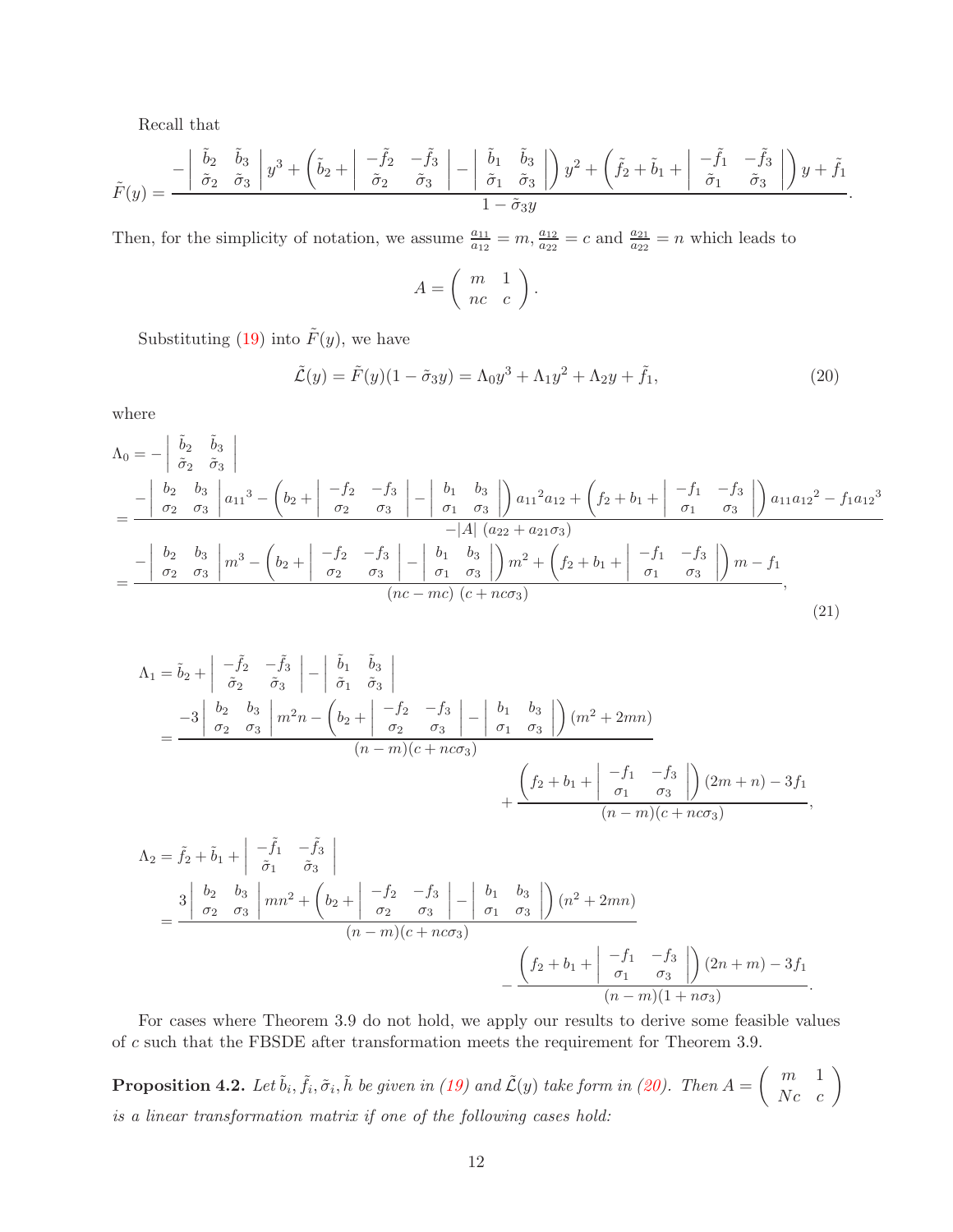Recall that

$$\tilde{F}(y) = \frac{-\begin{vmatrix} \tilde{b}_2 & \tilde{b}_3 \\ \tilde{\sigma}_2 & \tilde{\sigma}_3 \end{vmatrix} y^3 + \left(\tilde{b}_2 + \begin{vmatrix} -\tilde{f}_2 & -\tilde{f}_3 \\ \tilde{\sigma}_2 & \tilde{\sigma}_3 \end{vmatrix} - \begin{vmatrix} \tilde{b}_1 & \tilde{b}_3 \\ \tilde{\sigma}_1 & \tilde{\sigma}_3 \end{vmatrix}\right) y^2 + \left(\tilde{f}_2 + \tilde{b}_1 + \begin{vmatrix} -\tilde{f}_1 & -\tilde{f}_3 \\ \tilde{\sigma}_1 & \tilde{\sigma}_3 \end{vmatrix}\right) y + \tilde{f}_1}{1 - \tilde{\sigma}_3 y}.$$

Then, for the simplicity of notation, we assume $\frac{a_{11}}{a_{12}} = m$, $\frac{a_{12}}{a_{22}} = c$ and $\frac{a_{21}}{a_{22}} = n$ which leads to

$$A = \begin{pmatrix} m & 1 \\ nc & c \end{pmatrix}.$$

Substituting (19) into $\tilde{F}(y)$, we have

$$\tilde{\mathcal{L}}(y) = \tilde{F}(y)(1 - \tilde{\sigma}_3 y) = \Lambda_0 y^3 + \Lambda_1 y^2 + \Lambda_2 y + \tilde{f}_1, \tag{20}$$

where

$$\begin{aligned}
\Lambda_0 &= -\begin{vmatrix} \tilde{b}_2 & \tilde{b}_3 \\ \tilde{\sigma}_2 & \tilde{\sigma}_3 \end{vmatrix} \\
&= \frac{-\begin{vmatrix} b_2 & b_3 \\ \sigma_2 & \sigma_3 \end{vmatrix} {a_{11}}^3 - \left(b_2 + \begin{vmatrix} -f_2 & -f_3 \\ \sigma_2 & \sigma_3 \end{vmatrix} - \begin{vmatrix} b_1 & b_3 \\ \sigma_1 & \sigma_3 \end{vmatrix}\right) {a_{11}}^2 a_{12} + \left(f_2 + b_1 + \begin{vmatrix} -f_1 & -f_3 \\ \sigma_1 & \sigma_3 \end{vmatrix}\right) a_{11} {a_{12}}^2 - f_1 {a_{12}}^3}{-|A|\ (a_{22} + a_{21}\sigma_3)} \\
&= \frac{-\begin{vmatrix} b_2 & b_3 \\ \sigma_2 & \sigma_3 \end{vmatrix} m^3 - \left(b_2 + \begin{vmatrix} -f_2 & -f_3 \\ \sigma_2 & \sigma_3 \end{vmatrix} - \begin{vmatrix} b_1 & b_3 \\ \sigma_1 & \sigma_3 \end{vmatrix}\right) m^2 + \left(f_2 + b_1 + \begin{vmatrix} -f_1 & -f_3 \\ \sigma_1 & \sigma_3 \end{vmatrix}\right) m - f_1}{(nc - mc)\ (c + nc\sigma_3)},
\end{aligned} \tag{21}$$

$$\begin{aligned}
\Lambda_1 &= \tilde{b}_2 + \begin{vmatrix} -\tilde{f}_2 & -\tilde{f}_3 \\ \tilde{\sigma}_2 & \tilde{\sigma}_3 \end{vmatrix} - \begin{vmatrix} \tilde{b}_1 & \tilde{b}_3 \\ \tilde{\sigma}_1 & \tilde{\sigma}_3 \end{vmatrix} \\
&= \frac{-3\begin{vmatrix} b_2 & b_3 \\ \sigma_2 & \sigma_3 \end{vmatrix} m^2 n - \left(b_2 + \begin{vmatrix} -f_2 & -f_3 \\ \sigma_2 & \sigma_3 \end{vmatrix} - \begin{vmatrix} b_1 & b_3 \\ \sigma_1 & \sigma_3 \end{vmatrix}\right)(m^2 + 2mn)}{(n - m)(c + nc\sigma_3)} \\
&\qquad + \frac{\left(f_2 + b_1 + \begin{vmatrix} -f_1 & -f_3 \\ \sigma_1 & \sigma_3 \end{vmatrix}\right)(2m + n) - 3f_1}{(n - m)(c + nc\sigma_3)},
\end{aligned}$$

$$\begin{aligned}
\Lambda_2 &= \tilde{f}_2 + \tilde{b}_1 + \begin{vmatrix} -\tilde{f}_1 & -\tilde{f}_3 \\ \tilde{\sigma}_1 & \tilde{\sigma}_3 \end{vmatrix} \\
&= \frac{3\begin{vmatrix} b_2 & b_3 \\ \sigma_2 & \sigma_3 \end{vmatrix} mn^2 + \left(b_2 + \begin{vmatrix} -f_2 & -f_3 \\ \sigma_2 & \sigma_3 \end{vmatrix} - \begin{vmatrix} b_1 & b_3 \\ \sigma_1 & \sigma_3 \end{vmatrix}\right)(n^2 + 2mn)}{(n - m)(c + nc\sigma_3)} \\
&\qquad - \frac{\left(f_2 + b_1 + \begin{vmatrix} -f_1 & -f_3 \\ \sigma_1 & \sigma_3 \end{vmatrix}\right)(2n + m) - 3f_1}{(n - m)(1 + n\sigma_3)}.
\end{aligned}$$

For cases where Theorem 3.9 do not hold, we apply our results to derive some feasible values of $c$ such that the FBSDE after transformation meets the requirement for Theorem 3.9.

**Proposition 4.2.** *Let $\tilde{b}_i, \tilde{f}_i, \tilde{\sigma}_i, \tilde{h}$ be given in (19) and $\tilde{\mathcal{L}}(y)$ take form in (20). Then $A = \begin{pmatrix} m & 1 \\ Nc & c \end{pmatrix}$ is a linear transformation matrix if one of the following cases hold:*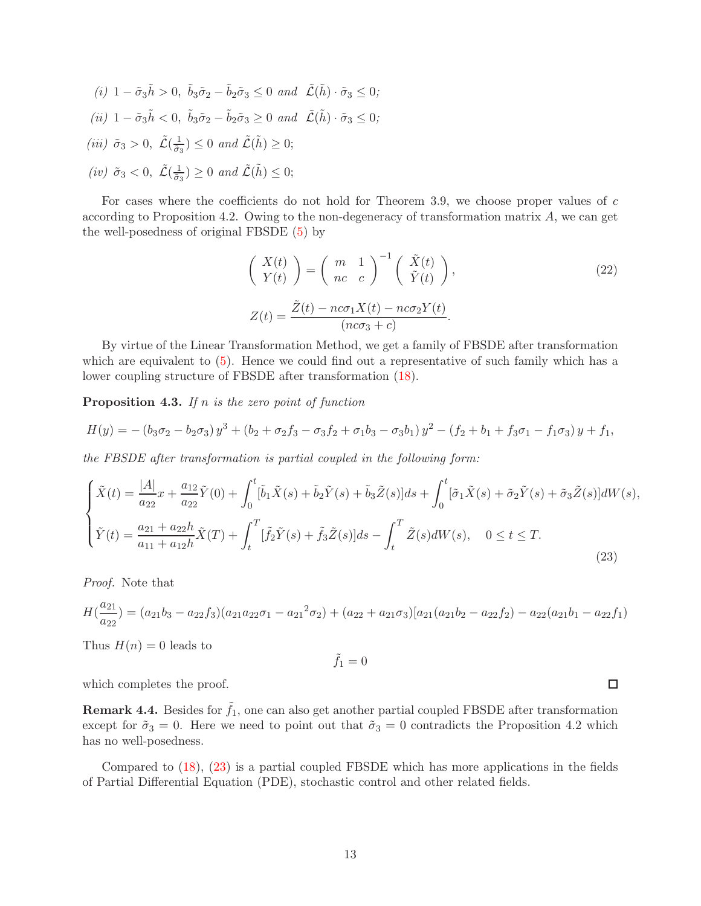*(i)* $1 - \tilde{\sigma}_3 \tilde{h} > 0,\ \tilde{b}_3\tilde{\sigma}_2 - \tilde{b}_2\tilde{\sigma}_3 \le 0$ *and* $\tilde{\mathcal{L}}(\tilde{h}) \cdot \tilde{\sigma}_3 \le 0$;

*(ii)* $1 - \tilde{\sigma}_3 \tilde{h} < 0,\ \tilde{b}_3\tilde{\sigma}_2 - \tilde{b}_2\tilde{\sigma}_3 \ge 0$ *and* $\tilde{\mathcal{L}}(\tilde{h}) \cdot \tilde{\sigma}_3 \le 0$;

*(iii)* $\tilde{\sigma}_3 > 0,\ \tilde{\mathcal{L}}(\frac{1}{\tilde{\sigma}_3}) \le 0$ *and* $\tilde{\mathcal{L}}(\tilde{h}) \ge 0$;

*(iv)* $\tilde{\sigma}_3 < 0,\ \tilde{\mathcal{L}}(\frac{1}{\tilde{\sigma}_3}) \ge 0$ *and* $\tilde{\mathcal{L}}(\tilde{h}) \le 0$;

For cases where the coefficients do not hold for Theorem 3.9, we choose proper values of $c$ according to Proposition 4.2. Owing to the non-degeneracy of transformation matrix $A$, we can get the well-posedness of original FBSDE (5) by

$$
\begin{pmatrix} X(t) \\ Y(t) \end{pmatrix} = \begin{pmatrix} m & 1 \\ nc & c \end{pmatrix}^{-1} \begin{pmatrix} \tilde{X}(t) \\ \tilde{Y}(t) \end{pmatrix}, \tag{22}
$$

$$
Z(t) = \frac{\tilde{Z}(t) - nc\sigma_1 X(t) - nc\sigma_2 Y(t)}{(nc\sigma_3 + c)}.
$$

By virtue of the Linear Transformation Method, we get a family of FBSDE after transformation which are equivalent to (5). Hence we could find out a representative of such family which has a lower coupling structure of FBSDE after transformation (18).

**Proposition 4.3.** *If $n$ is the zero point of function*

$$
H(y) = -\left(b_3\sigma_2 - b_2\sigma_3\right) y^3 + \left(b_2 + \sigma_2 f_3 - \sigma_3 f_2 + \sigma_1 b_3 - \sigma_3 b_1\right) y^2 - \left(f_2 + b_1 + f_3\sigma_1 - f_1\sigma_3\right) y + f_1,
$$

*the FBSDE after transformation is partial coupled in the following form:*

$$
\begin{cases}
\tilde{X}(t) = \dfrac{|A|}{a_{22}} x + \dfrac{a_{12}}{a_{22}} \tilde{Y}(0) + \displaystyle\int_0^t [\tilde{b}_1 \tilde{X}(s) + \tilde{b}_2 \tilde{Y}(s) + \tilde{b}_3 \tilde{Z}(s)] ds + \int_0^t [\tilde{\sigma}_1 \tilde{X}(s) + \tilde{\sigma}_2 \tilde{Y}(s) + \tilde{\sigma}_3 \tilde{Z}(s)] dW(s), \\
\tilde{Y}(t) = \dfrac{a_{21} + a_{22}h}{a_{11} + a_{12}h} \tilde{X}(T) + \displaystyle\int_t^T [\tilde{f}_2 \tilde{Y}(s) + \tilde{f}_3 \tilde{Z}(s)] ds - \int_t^T \tilde{Z}(s) dW(s), \quad 0 \le t \le T.
\end{cases} \tag{23}
$$

*Proof.* Note that

$$
H(\frac{a_{21}}{a_{22}}) = (a_{21}b_3 - a_{22}f_3)(a_{21}a_{22}\sigma_1 - {a_{21}}^2\sigma_2) + (a_{22} + a_{21}\sigma_3)[a_{21}(a_{21}b_2 - a_{22}f_2) - a_{22}(a_{21}b_1 - a_{22}f_1)
$$

Thus $H(n) = 0$ leads to

$$
\tilde{f}_1 = 0
$$

which completes the proof. ∎

**Remark 4.4.** Besides for $\tilde{f}_1$, one can also get another partial coupled FBSDE after transformation except for $\tilde{\sigma}_3 = 0$. Here we need to point out that $\tilde{\sigma}_3 = 0$ contradicts the Proposition 4.2 which has no well-posedness.

Compared to (18), (23) is a partial coupled FBSDE which has more applications in the fields of Partial Differential Equation (PDE), stochastic control and other related fields.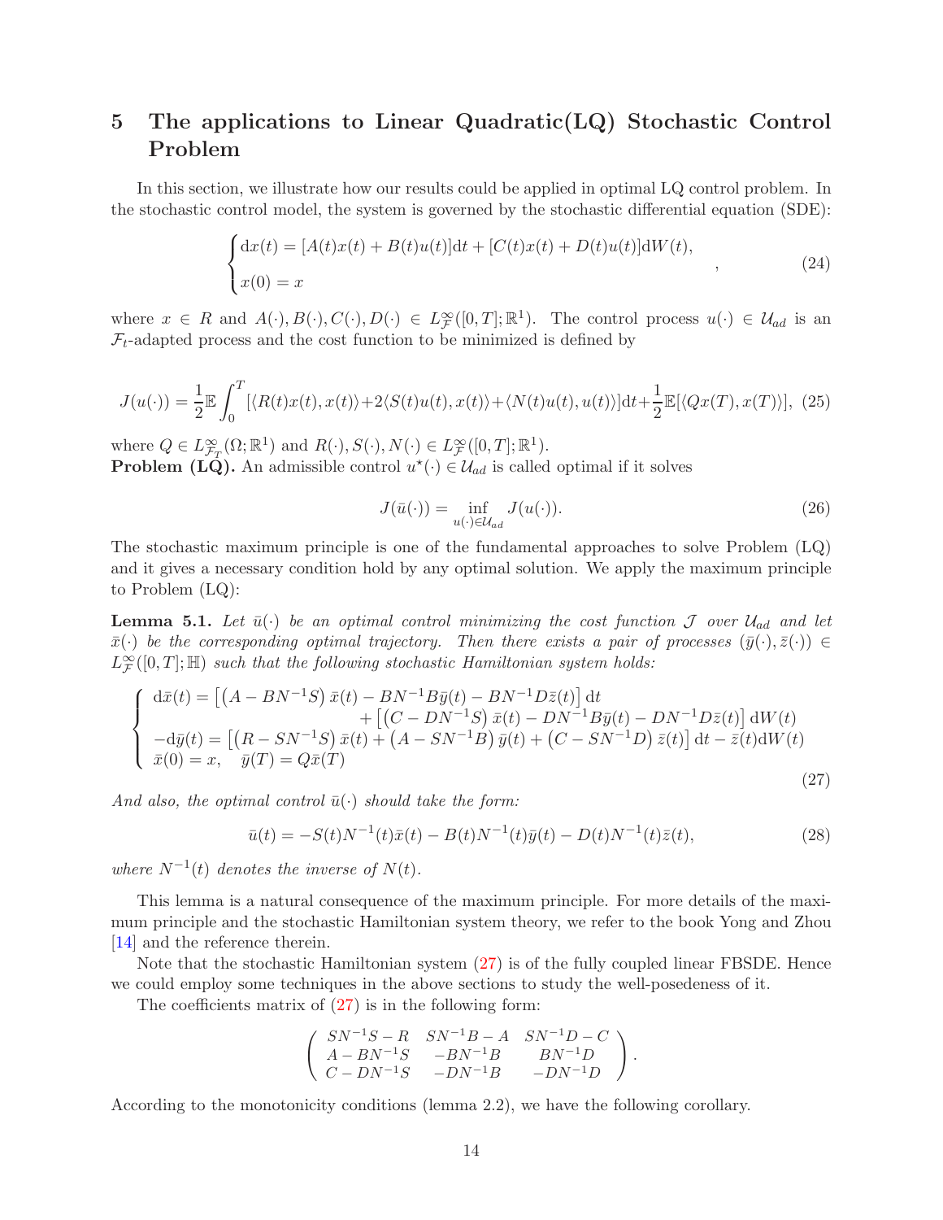## 5 The applications to Linear Quadratic(LQ) Stochastic Control Problem

In this section, we illustrate how our results could be applied in optimal LQ control problem. In the stochastic control model, the system is governed by the stochastic differential equation (SDE):

$$
\begin{cases}
\mathrm{d}x(t) = [A(t)x(t) + B(t)u(t)]\mathrm{d}t + [C(t)x(t) + D(t)u(t)]\mathrm{d}W(t), \\
x(0) = x
\end{cases}
, \tag{24}
$$

where $x \in R$ and $A(\cdot), B(\cdot), C(\cdot), D(\cdot) \in L^{\infty}_{\mathcal{F}}([0,T];\mathbb{R}^1)$. The control process $u(\cdot) \in \mathcal{U}_{ad}$ is an $\mathcal{F}_t$-adapted process and the cost function to be minimized is defined by

$$
J(u(\cdot)) = \frac{1}{2}\mathbb{E}\int_0^T [\langle R(t)x(t), x(t)\rangle + 2\langle S(t)u(t), x(t)\rangle + \langle N(t)u(t), u(t)\rangle]\mathrm{d}t + \frac{1}{2}\mathbb{E}[\langle Qx(T), x(T)\rangle], \tag{25}
$$

where $Q \in L^{\infty}_{\mathcal{F}_T}(\Omega;\mathbb{R}^1)$ and $R(\cdot), S(\cdot), N(\cdot) \in L^{\infty}_{\mathcal{F}}([0,T];\mathbb{R}^1)$.
**Problem (LQ).** An admissible control $u^{\star}(\cdot) \in \mathcal{U}_{ad}$ is called optimal if it solves

$$
J(\bar{u}(\cdot)) = \inf_{u(\cdot)\in\mathcal{U}_{ad}} J(u(\cdot)). \tag{26}
$$

The stochastic maximum principle is one of the fundamental approaches to solve Problem (LQ) and it gives a necessary condition hold by any optimal solution. We apply the maximum principle to Problem (LQ):

**Lemma 5.1.** *Let $\bar{u}(\cdot)$ be an optimal control minimizing the cost function $\mathcal{J}$ over $\mathcal{U}_{ad}$ and let $\bar{x}(\cdot)$ be the corresponding optimal trajectory. Then there exists a pair of processes $(\bar{y}(\cdot), \bar{z}(\cdot)) \in L^{\infty}_{\mathcal{F}}([0,T];\mathbb{H})$ such that the following stochastic Hamiltonian system holds:*

$$
\begin{cases}
\mathrm{d}\bar{x}(t) = \left[\left(A - BN^{-1}S\right)\bar{x}(t) - BN^{-1}B\bar{y}(t) - BN^{-1}D\bar{z}(t)\right]\mathrm{d}t \\
\qquad\qquad + \left[\left(C - DN^{-1}S\right)\bar{x}(t) - DN^{-1}B\bar{y}(t) - DN^{-1}D\bar{z}(t)\right]\mathrm{d}W(t) \\
-\mathrm{d}\bar{y}(t) = \left[\left(R - SN^{-1}S\right)\bar{x}(t) + \left(A - SN^{-1}B\right)\bar{y}(t) + \left(C - SN^{-1}D\right)\bar{z}(t)\right]\mathrm{d}t - \bar{z}(t)\mathrm{d}W(t) \\
\bar{x}(0) = x, \quad \bar{y}(T) = Q\bar{x}(T)
\end{cases} \tag{27}
$$

*And also, the optimal control $\bar{u}(\cdot)$ should take the form:*

$$
\bar{u}(t) = -S(t)N^{-1}(t)\bar{x}(t) - B(t)N^{-1}(t)\bar{y}(t) - D(t)N^{-1}(t)\bar{z}(t), \tag{28}
$$

*where $N^{-1}(t)$ denotes the inverse of $N(t)$.*

This lemma is a natural consequence of the maximum principle. For more details of the maximum principle and the stochastic Hamiltonian system theory, we refer to the book Yong and Zhou [14] and the reference therein.

Note that the stochastic Hamiltonian system (27) is of the fully coupled linear FBSDE. Hence we could employ some techniques in the above sections to study the well-posedeness of it.

The coefficients matrix of (27) is in the following form:

$$
\begin{pmatrix}
SN^{-1}S - R & SN^{-1}B - A & SN^{-1}D - C \\
A - BN^{-1}S & -BN^{-1}B & BN^{-1}D \\
C - DN^{-1}S & -DN^{-1}B & -DN^{-1}D
\end{pmatrix}.
$$

According to the monotonicity conditions (lemma 2.2), we have the following corollary.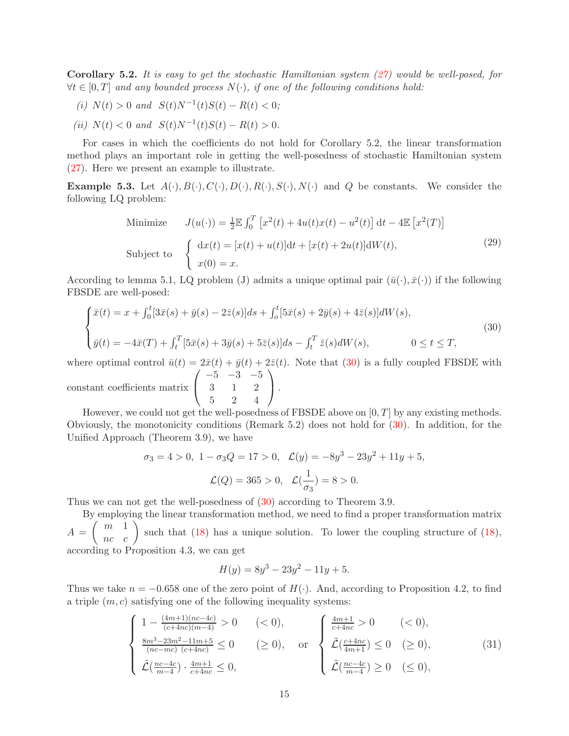**Corollary 5.2.** *It is easy to get the stochastic Hamiltonian system (27) would be well-posed, for $\forall t \in [0,T]$ and any bounded process $N(\cdot)$, if one of the following conditions hold:*

*(i) $N(t) > 0$ and $S(t)N^{-1}(t)S(t) - R(t) < 0$;*

*(ii) $N(t) < 0$ and $S(t)N^{-1}(t)S(t) - R(t) > 0$.*

For cases in which the coefficients do not hold for Corollary 5.2, the linear transformation method plays an important role in getting the well-posedness of stochastic Hamiltonian system (27). Here we present an example to illustrate.

**Example 5.3.** Let $A(\cdot), B(\cdot), C(\cdot), D(\cdot), R(\cdot), S(\cdot), N(\cdot)$ and $Q$ be constants. We consider the following LQ problem:

$$
\begin{aligned}
&\text{Minimize} \quad J(u(\cdot)) = \tfrac{1}{2}\mathbb{E}\int_0^T \left[x^2(t) + 4u(t)x(t) - u^2(t)\right]\mathrm{d}t - 4\mathbb{E}\left[x^2(T)\right] \\
&\text{Subject to} \quad \begin{cases} \mathrm{d}x(t) = [x(t) + u(t)]\mathrm{d}t + [x(t) + 2u(t)]\mathrm{d}W(t), \\ x(0) = x. \end{cases}
\end{aligned}
\tag{29}
$$

According to lemma 5.1, LQ problem (J) admits a unique optimal pair $(\bar{u}(\cdot), \bar{x}(\cdot))$ if the following FBSDE are well-posed:

$$
\begin{cases}
\bar{x}(t) = x + \int_0^t [3\bar{x}(s) + \bar{y}(s) - 2\bar{z}(s)]ds + \int_o^t [5\bar{x}(s) + 2\bar{y}(s) + 4\bar{z}(s)]dW(s), \\
\bar{y}(t) = -4\bar{x}(T) + \int_t^T [5\bar{x}(s) + 3\bar{y}(s) + 5\bar{z}(s)]ds - \int_t^T \bar{z}(s)dW(s), \qquad 0 \le t \le T,
\end{cases}
\tag{30}
$$

where optimal control $\bar{u}(t) = 2\bar{x}(t) + \bar{y}(t) + 2\bar{z}(t)$. Note that (30) is a fully coupled FBSDE with constant coefficients matrix $\begin{pmatrix} -5 & -3 & -5 \\ 3 & 1 & 2 \\ 5 & 2 & 4 \end{pmatrix}$.

However, we could not get the well-posedness of FBSDE above on $[0,T]$ by any existing methods. Obviously, the monotonicity conditions (Remark 5.2) does not hold for (30). In addition, for the Unified Approach (Theorem 3.9), we have

$$
\sigma_3 = 4 > 0, \; 1 - \sigma_3 Q = 17 > 0, \quad \mathcal{L}(y) = -8y^3 - 23y^2 + 11y + 5,
$$

$$
\mathcal{L}(Q) = 365 > 0, \quad \mathcal{L}(\frac{1}{\sigma_3}) = 8 > 0.
$$

Thus we can not get the well-posedness of (30) according to Theorem 3.9.

By employing the linear transformation method, we need to find a proper transformation matrix $A = \begin{pmatrix} m & 1 \\ nc & c \end{pmatrix}$ such that (18) has a unique solution. To lower the coupling structure of (18), according to Proposition 4.3, we can get

$$
H(y) = 8y^3 - 23y^2 - 11y + 5.
$$

Thus we take $n = -0.658$ one of the zero point of $H(\cdot)$. And, according to Proposition 4.2, to find a triple $(m, c)$ satisfying one of the following inequality systems:

$$
\begin{cases}
1 - \frac{(4m+1)(nc-4c)}{(c+4nc)(m-4)} > 0 \qquad (<0), \\
\frac{8m^3 - 23m^2 - 11m + 5}{(nc-mc)\ (c+4nc)} \le 0 \qquad (\ge 0), \\
\tilde{\mathcal{L}}(\frac{nc-4c}{m-4}) \cdot \frac{4m+1}{c+4nc} \le 0,
\end{cases}
\quad \text{or} \quad
\begin{cases}
\frac{4m+1}{c+4nc} > 0 \qquad (<0), \\
\tilde{\mathcal{L}}(\frac{c+4nc}{4m+1}) \le 0 \quad (\ge 0), \\
\tilde{\mathcal{L}}(\frac{nc-4c}{m-4}) \ge 0 \quad (\le 0),
\end{cases}
\tag{31}
$$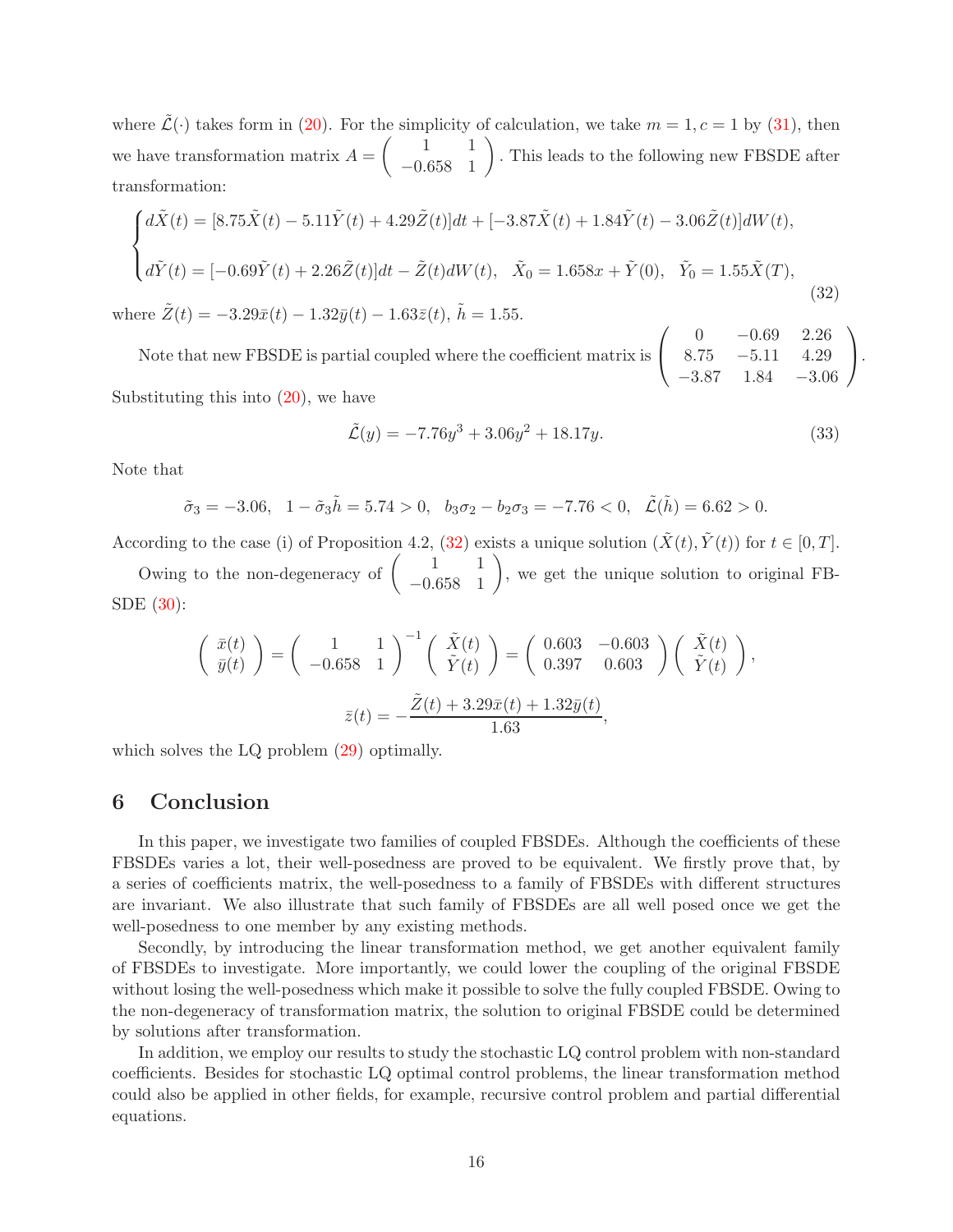where $\tilde{\mathcal{L}}(\cdot)$ takes form in (20). For the simplicity of calculation, we take $m = 1, c = 1$ by (31), then we have transformation matrix $A = \begin{pmatrix} 1 & 1 \\ -0.658 & 1 \end{pmatrix}$. This leads to the following new FBSDE after transformation:

$$
\begin{cases}
d\tilde{X}(t) = [8.75\tilde{X}(t) - 5.11\tilde{Y}(t) + 4.29\tilde{Z}(t)]dt + [-3.87\tilde{X}(t) + 1.84\tilde{Y}(t) - 3.06\tilde{Z}(t)]dW(t), \\
d\tilde{Y}(t) = [-0.69\tilde{Y}(t) + 2.26\tilde{Z}(t)]dt - \tilde{Z}(t)dW(t), \quad \tilde{X}_0 = 1.658x + \tilde{Y}(0), \quad \tilde{Y}_0 = 1.55\tilde{X}(T),
\end{cases}
\tag{32}
$$

where $\tilde{Z}(t) = -3.29\bar{x}(t) - 1.32\bar{y}(t) - 1.63\bar{z}(t)$, $\tilde{h} = 1.55$.

Note that new FBSDE is partial coupled where the coefficient matrix is $\begin{pmatrix} 0 & -0.69 & 2.26 \\ 8.75 & -5.11 & 4.29 \\ -3.87 & 1.84 & -3.06 \end{pmatrix}$. Substituting this into (20), we have

$$
\tilde{\mathcal{L}}(y) = -7.76y^3 + 3.06y^2 + 18.17y. \tag{33}
$$

Note that

$$
\tilde{\sigma}_3 = -3.06, \quad 1 - \tilde{\sigma}_3\tilde{h} = 5.74 > 0, \quad b_3\sigma_2 - b_2\sigma_3 = -7.76 < 0, \quad \tilde{\mathcal{L}}(\tilde{h}) = 6.62 > 0.
$$

According to the case (i) of Proposition 4.2, (32) exists a unique solution $(\tilde{X}(t), \tilde{Y}(t))$ for $t \in [0, T]$.

Owing to the non-degeneracy of $\begin{pmatrix} 1 & 1 \\ -0.658 & 1 \end{pmatrix}$, we get the unique solution to original FBSDE (30):

$$
\begin{pmatrix} \bar{x}(t) \\ \bar{y}(t) \end{pmatrix} = \begin{pmatrix} 1 & 1 \\ -0.658 & 1 \end{pmatrix}^{-1} \begin{pmatrix} \tilde{X}(t) \\ \tilde{Y}(t) \end{pmatrix} = \begin{pmatrix} 0.603 & -0.603 \\ 0.397 & 0.603 \end{pmatrix} \begin{pmatrix} \tilde{X}(t) \\ \tilde{Y}(t) \end{pmatrix},
$$

$$
\bar{z}(t) = -\frac{\tilde{Z}(t) + 3.29\bar{x}(t) + 1.32\bar{y}(t)}{1.63},
$$

which solves the LQ problem (29) optimally.

# 6 Conclusion

In this paper, we investigate two families of coupled FBSDEs. Although the coefficients of these FBSDEs varies a lot, their well-posedness are proved to be equivalent. We firstly prove that, by a series of coefficients matrix, the well-posedness to a family of FBSDEs with different structures are invariant. We also illustrate that such family of FBSDEs are all well posed once we get the well-posedness to one member by any existing methods.

Secondly, by introducing the linear transformation method, we get another equivalent family of FBSDEs to investigate. More importantly, we could lower the coupling of the original FBSDE without losing the well-posedness which make it possible to solve the fully coupled FBSDE. Owing to the non-degeneracy of transformation matrix, the solution to original FBSDE could be determined by solutions after transformation.

In addition, we employ our results to study the stochastic LQ control problem with non-standard coefficients. Besides for stochastic LQ optimal control problems, the linear transformation method could also be applied in other fields, for example, recursive control problem and partial differential equations.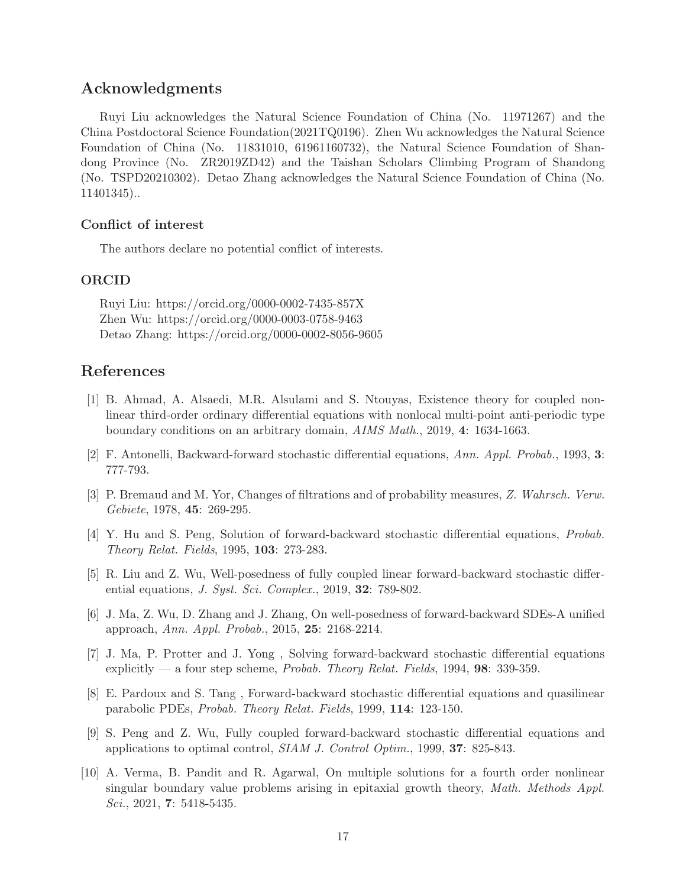## Acknowledgments

Ruyi Liu acknowledges the Natural Science Foundation of China (No. 11971267) and the China Postdoctoral Science Foundation(2021TQ0196). Zhen Wu acknowledges the Natural Science Foundation of China (No. 11831010, 61961160732), the Natural Science Foundation of Shandong Province (No. ZR2019ZD42) and the Taishan Scholars Climbing Program of Shandong (No. TSPD20210302). Detao Zhang acknowledges the Natural Science Foundation of China (No. 11401345)..

### Conflict of interest

The authors declare no potential conflict of interests.

### ORCID

Ruyi Liu: https://orcid.org/0000-0002-7435-857X
Zhen Wu: https://orcid.org/0000-0003-0758-9463
Detao Zhang: https://orcid.org/0000-0002-8056-9605

## References

[1] B. Ahmad, A. Alsaedi, M.R. Alsulami and S. Ntouyas, Existence theory for coupled nonlinear third-order ordinary differential equations with nonlocal multi-point anti-periodic type boundary conditions on an arbitrary domain, *AIMS Math.*, 2019, **4**: 1634-1663.

[2] F. Antonelli, Backward-forward stochastic differential equations, *Ann. Appl. Probab.*, 1993, **3**: 777-793.

[3] P. Bremaud and M. Yor, Changes of filtrations and of probability measures, *Z. Wahrsch. Verw. Gebiete*, 1978, **45**: 269-295.

[4] Y. Hu and S. Peng, Solution of forward-backward stochastic differential equations, *Probab. Theory Relat. Fields*, 1995, **103**: 273-283.

[5] R. Liu and Z. Wu, Well-posedness of fully coupled linear forward-backward stochastic differential equations, *J. Syst. Sci. Complex.*, 2019, **32**: 789-802.

[6] J. Ma, Z. Wu, D. Zhang and J. Zhang, On well-posedness of forward-backward SDEs-A unified approach, *Ann. Appl. Probab.*, 2015, **25**: 2168-2214.

[7] J. Ma, P. Protter and J. Yong , Solving forward-backward stochastic differential equations explicitly — a four step scheme, *Probab. Theory Relat. Fields*, 1994, **98**: 339-359.

[8] E. Pardoux and S. Tang , Forward-backward stochastic differential equations and quasilinear parabolic PDEs, *Probab. Theory Relat. Fields*, 1999, **114**: 123-150.

[9] S. Peng and Z. Wu, Fully coupled forward-backward stochastic differential equations and applications to optimal control, *SIAM J. Control Optim.*, 1999, **37**: 825-843.

[10] A. Verma, B. Pandit and R. Agarwal, On multiple solutions for a fourth order nonlinear singular boundary value problems arising in epitaxial growth theory, *Math. Methods Appl. Sci.*, 2021, **7**: 5418-5435.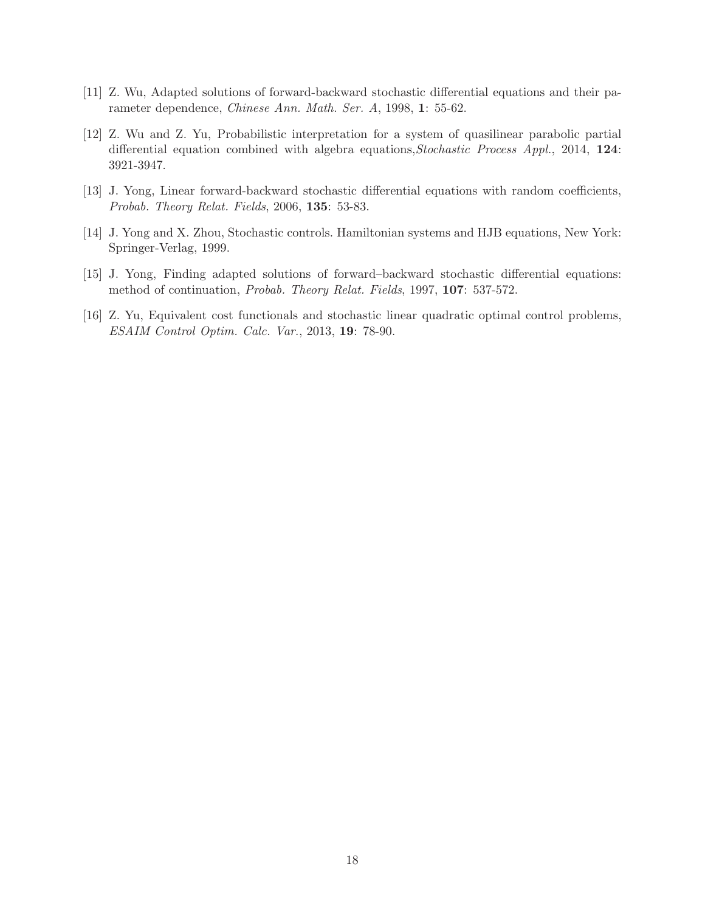[11] Z. Wu, Adapted solutions of forward-backward stochastic differential equations and their parameter dependence, *Chinese Ann. Math. Ser. A*, 1998, **1**: 55-62.

[12] Z. Wu and Z. Yu, Probabilistic interpretation for a system of quasilinear parabolic partial differential equation combined with algebra equations,*Stochastic Process Appl.*, 2014, **124**: 3921-3947.

[13] J. Yong, Linear forward-backward stochastic differential equations with random coefficients, *Probab. Theory Relat. Fields*, 2006, **135**: 53-83.

[14] J. Yong and X. Zhou, Stochastic controls. Hamiltonian systems and HJB equations, New York: Springer-Verlag, 1999.

[15] J. Yong, Finding adapted solutions of forward–backward stochastic differential equations: method of continuation, *Probab. Theory Relat. Fields*, 1997, **107**: 537-572.

[16] Z. Yu, Equivalent cost functionals and stochastic linear quadratic optimal control problems, *ESAIM Control Optim. Calc. Var.*, 2013, **19**: 78-90.